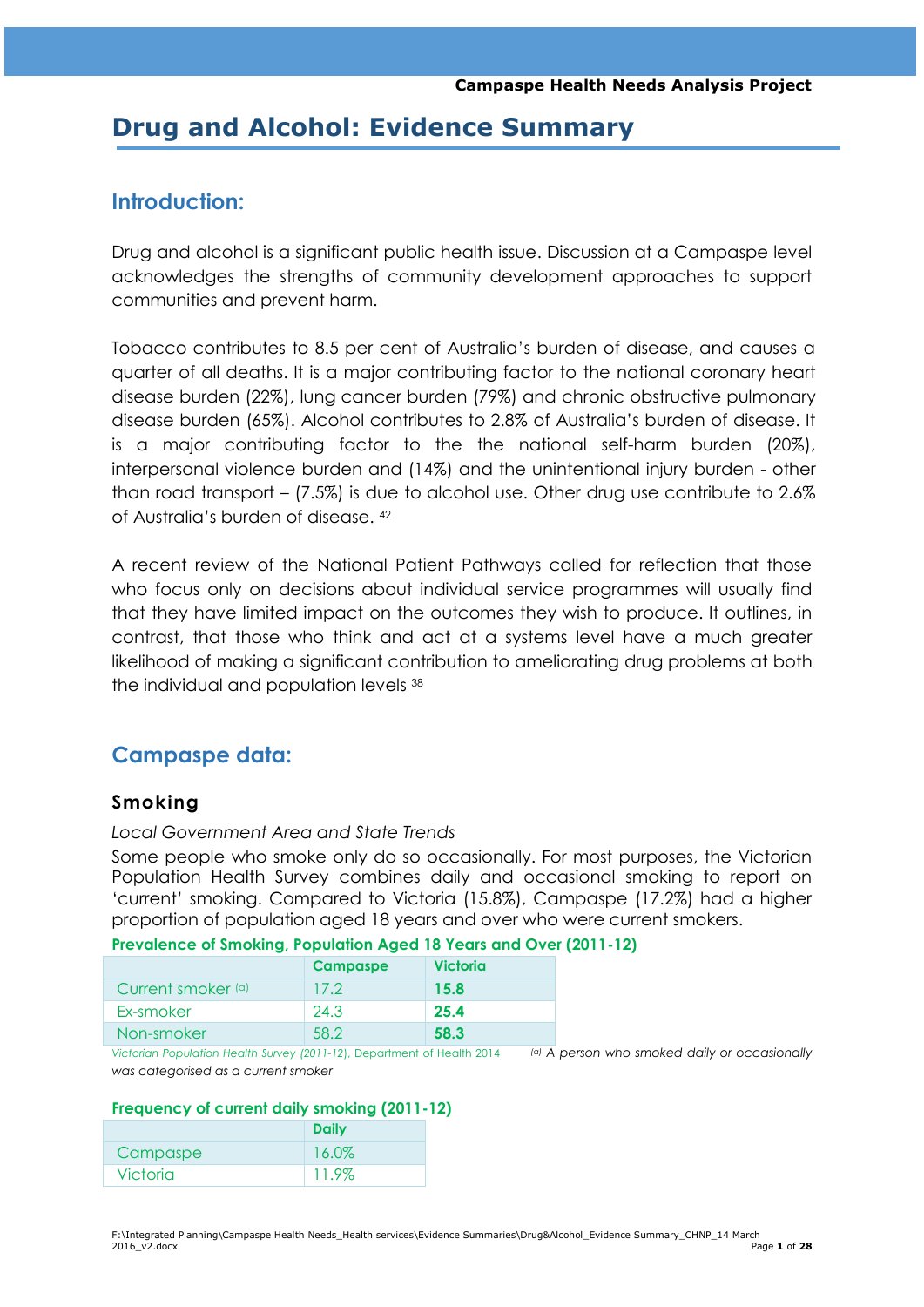# Drug and Alcohol: Evidence Summary

## Introduction:

Drug and alcohol is a significant public health issue. Discussion at a Campaspe level acknowledges the strengths of community development approaches to support communities and prevent harm.

Tobacco contributes to 8.5 per cent of Australia's burden of disease, and causes a quarter of all deaths. It is a major contributing factor to the national coronary heart disease burden (22%), lung cancer burden (79%) and chronic obstructive pulmonary disease burden (65%). Alcohol contributes to 2.8% of Australia's burden of disease. It is a major contributing factor to the national self-harm burden (20%), interpersonal violence burden and (14%) and the unintentional injury burden - other than road transport – (7.5%) is due to alcohol use. Other drug use contribute to 2.6% of Australia's burden of disease. [42]

A recent review of the National Patient Pathways called for reflection that those who focus only on decisions about individual service programmes will usually find that they have limited impact on the outcomes they wish to produce. It outlines, in contrast, that those who think and act at a systems level have a much greater likelihood of making a significant contribution to ameliorating drug problems at both the individual and population levels [38]

## Campaspe data:

### Smoking

*Local Government Area and State Trends*

Some people who smoke only do so occasionally. For most purposes, the Victorian Population Health Survey combines daily and occasional smoking to report on 'current' smoking. Compared to Victoria (15.8%), Campaspe (17.2%) had a higher proportion of population aged 18 years and over who were current smokers.

**Prevalence of Smoking, Population Aged 18 Years and Over (2011-12)**

| | Campaspe | Victoria |
|---|---|---|
| Current smoker [(a)] | 17.2 | **15.8** |
| Ex-smoker | 24.3 | **25.4** |
| Non-smoker | 58.2 | **58.3** |

*Victorian Population Health Survey (2011-12), Department of Health 2014* *[(a)] A person who smoked daily or occasionally was categorised as a current smoker*

**Frequency of current daily smoking (2011-12)**

| | Daily |
|---|---|
| Campaspe | 16.0% |
| Victoria | 11.9% |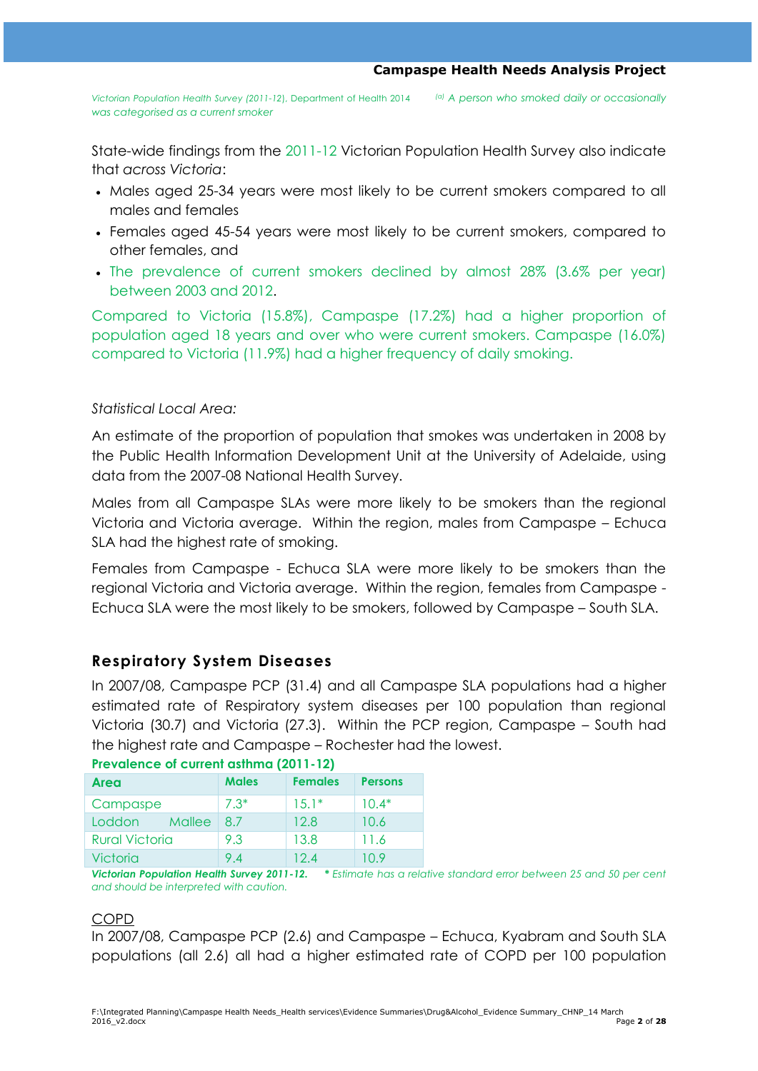*Victorian Population Health Survey (2011-12), Department of Health 2014* *[a] A person who smoked daily or occasionally was categorised as a current smoker*

State-wide findings from the 2011-12 Victorian Population Health Survey also indicate that *across Victoria*:

- Males aged 25-34 years were most likely to be current smokers compared to all males and females
- Females aged 45-54 years were most likely to be current smokers, compared to other females, and
- The prevalence of current smokers declined by almost 28% (3.6% per year) between 2003 and 2012.

Compared to Victoria (15.8%), Campaspe (17.2%) had a higher proportion of population aged 18 years and over who were current smokers. Campaspe (16.0%) compared to Victoria (11.9%) had a higher frequency of daily smoking.

*Statistical Local Area:*

An estimate of the proportion of population that smokes was undertaken in 2008 by the Public Health Information Development Unit at the University of Adelaide, using data from the 2007-08 National Health Survey.

Males from all Campaspe SLAs were more likely to be smokers than the regional Victoria and Victoria average. Within the region, males from Campaspe – Echuca SLA had the highest rate of smoking.

Females from Campaspe - Echuca SLA were more likely to be smokers than the regional Victoria and Victoria average. Within the region, females from Campaspe - Echuca SLA were the most likely to be smokers, followed by Campaspe – South SLA.

## Respiratory System Diseases

In 2007/08, Campaspe PCP (31.4) and all Campaspe SLA populations had a higher estimated rate of Respiratory system diseases per 100 population than regional Victoria (30.7) and Victoria (27.3). Within the PCP region, Campaspe – South had the highest rate and Campaspe – Rochester had the lowest.

**Prevalence of current asthma (2011-12)**

| Area | Males | Females | Persons |
|---|---|---|---|
| Campaspe | 7.3* | 15.1* | 10.4* |
| Loddon Mallee | 8.7 | 12.8 | 10.6 |
| Rural Victoria | 9.3 | 13.8 | 11.6 |
| Victoria | 9.4 | 12.4 | 10.9 |

***Victorian Population Health Survey 2011-12.*** ***** *Estimate has a relative standard error between 25 and 50 per cent and should be interpreted with caution.*

COPD

In 2007/08, Campaspe PCP (2.6) and Campaspe – Echuca, Kyabram and South SLA populations (all 2.6) all had a higher estimated rate of COPD per 100 population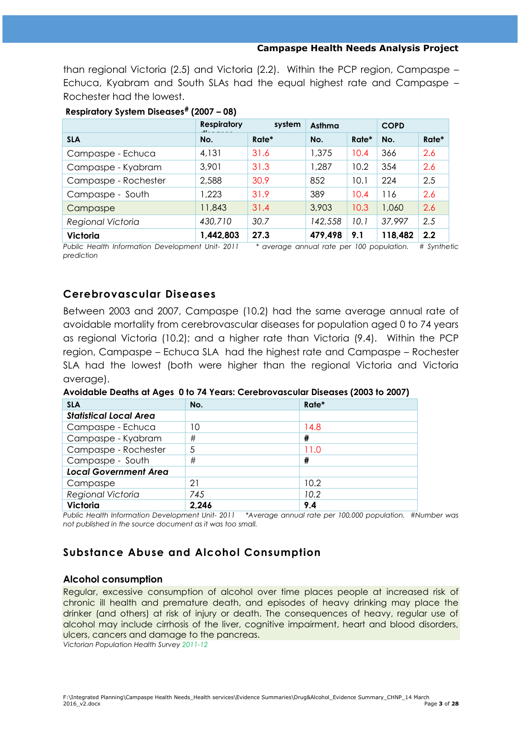than regional Victoria (2.5) and Victoria (2.2). Within the PCP region, Campaspe – Echuca, Kyabram and South SLAs had the equal highest rate and Campaspe – Rochester had the lowest.

**Respiratory System Diseases# (2007 – 08)**

| | Respiratory system diseases | | Asthma | | COPD | |
|---|---|---|---|---|---|---|
| **SLA** | **No.** | **Rate*** | **No.** | **Rate*** | **No.** | **Rate*** |
| Campaspe - Echuca | 4,131 | 31.6 | 1,375 | 10.4 | 366 | 2.6 |
| Campaspe - Kyabram | 3,901 | 31.3 | 1,287 | 10.2 | 354 | 2.6 |
| Campaspe - Rochester | 2,588 | 30.9 | 852 | 10.1 | 224 | 2.5 |
| Campaspe - South | 1,223 | 31.9 | 389 | 10.4 | 116 | 2.6 |
| Campaspe | 11,843 | 31.4 | 3,903 | 10.3 | 1,060 | 2.6 |
| *Regional Victoria* | *430,710* | *30.7* | *142,558* | *10.1* | *37,997* | *2.5* |
| **Victoria** | **1,442,803** | **27.3** | **479,498** | **9.1** | **118,482** | **2.2** |

*Public Health Information Development Unit- 2011 * average annual rate per 100 population. # Synthetic prediction*

## Cerebrovascular Diseases

Between 2003 and 2007, Campaspe (10.2) had the same average annual rate of avoidable mortality from cerebrovascular diseases for population aged 0 to 74 years as regional Victoria (10.2); and a higher rate than Victoria (9.4). Within the PCP region, Campaspe – Echuca SLA had the highest rate and Campaspe – Rochester SLA had the lowest (both were higher than the regional Victoria and Victoria average).

**Avoidable Deaths at Ages 0 to 74 Years: Cerebrovascular Diseases (2003 to 2007)**

| SLA | No. | Rate* |
|---|---|---|
| ***Statistical Local Area*** | | |
| Campaspe - Echuca | 10 | 14.8 |
| Campaspe - Kyabram | # | # |
| Campaspe - Rochester | 5 | 11.0 |
| Campaspe - South | # | # |
| ***Local Government Area*** | | |
| Campaspe | 21 | 10.2 |
| *Regional Victoria* | *745* | *10.2* |
| **Victoria** | **2,246** | **9.4** |

*Public Health Information Development Unit- 2011 *Average annual rate per 100,000 population. #Number was not published in the source document as it was too small.*

## Substance Abuse and Alcohol Consumption

### Alcohol consumption

Regular, excessive consumption of alcohol over time places people at increased risk of chronic ill health and premature death, and episodes of heavy drinking may place the drinker (and others) at risk of injury or death. The consequences of heavy, regular use of alcohol may include cirrhosis of the liver, cognitive impairment, heart and blood disorders, ulcers, cancers and damage to the pancreas.

*Victorian Population Health Survey 2011-12*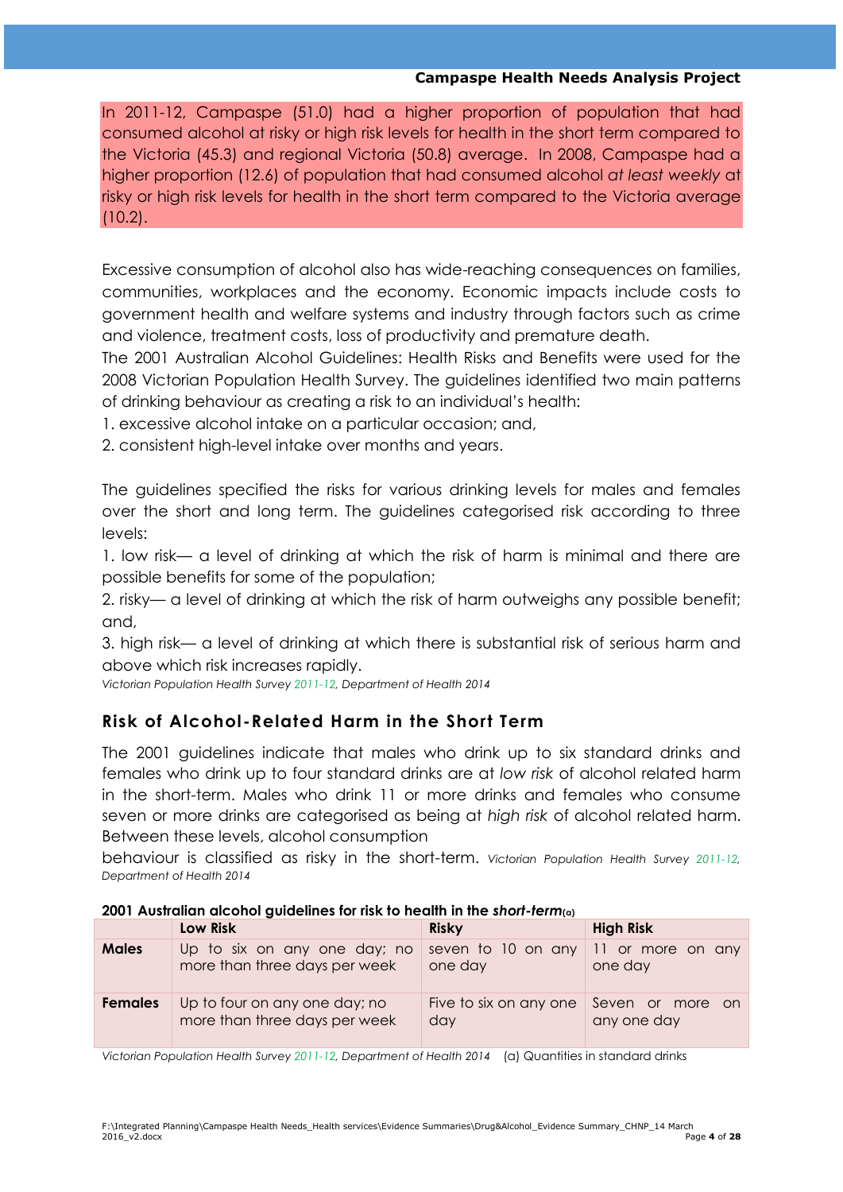In 2011-12, Campaspe (51.0) had a higher proportion of population that had consumed alcohol at risky or high risk levels for health in the short term compared to the Victoria (45.3) and regional Victoria (50.8) average. In 2008, Campaspe had a higher proportion (12.6) of population that had consumed alcohol *at least weekly* at risky or high risk levels for health in the short term compared to the Victoria average (10.2).

Excessive consumption of alcohol also has wide-reaching consequences on families, communities, workplaces and the economy. Economic impacts include costs to government health and welfare systems and industry through factors such as crime and violence, treatment costs, loss of productivity and premature death.

The 2001 Australian Alcohol Guidelines: Health Risks and Benefits were used for the 2008 Victorian Population Health Survey. The guidelines identified two main patterns of drinking behaviour as creating a risk to an individual's health:

1. excessive alcohol intake on a particular occasion; and,
2. consistent high-level intake over months and years.

The guidelines specified the risks for various drinking levels for males and females over the short and long term. The guidelines categorised risk according to three levels:

1. low risk— a level of drinking at which the risk of harm is minimal and there are possible benefits for some of the population;
2. risky— a level of drinking at which the risk of harm outweighs any possible benefit; and,
3. high risk— a level of drinking at which there is substantial risk of serious harm and above which risk increases rapidly.

*Victorian Population Health Survey 2011-12, Department of Health 2014*

## Risk of Alcohol-Related Harm in the Short Term

The 2001 guidelines indicate that males who drink up to six standard drinks and females who drink up to four standard drinks are at *low risk* of alcohol related harm in the short-term. Males who drink 11 or more drinks and females who consume seven or more drinks are categorised as being at *high risk* of alcohol related harm. Between these levels, alcohol consumption behaviour is classified as risky in the short-term. *Victorian Population Health Survey 2011-12, Department of Health 2014*

**2001 Australian alcohol guidelines for risk to health in the *short-term*(a)**

| | Low Risk | Risky | High Risk |
|---|---|---|---|
| **Males** | Up to six on any one day; no more than three days per week | seven to 10 on any one day | 11 or more on any one day |
| **Females** | Up to four on any one day; no more than three days per week | Five to six on any one day | Seven or more on any one day |

*Victorian Population Health Survey 2011-12, Department of Health 2014* (a) Quantities in standard drinks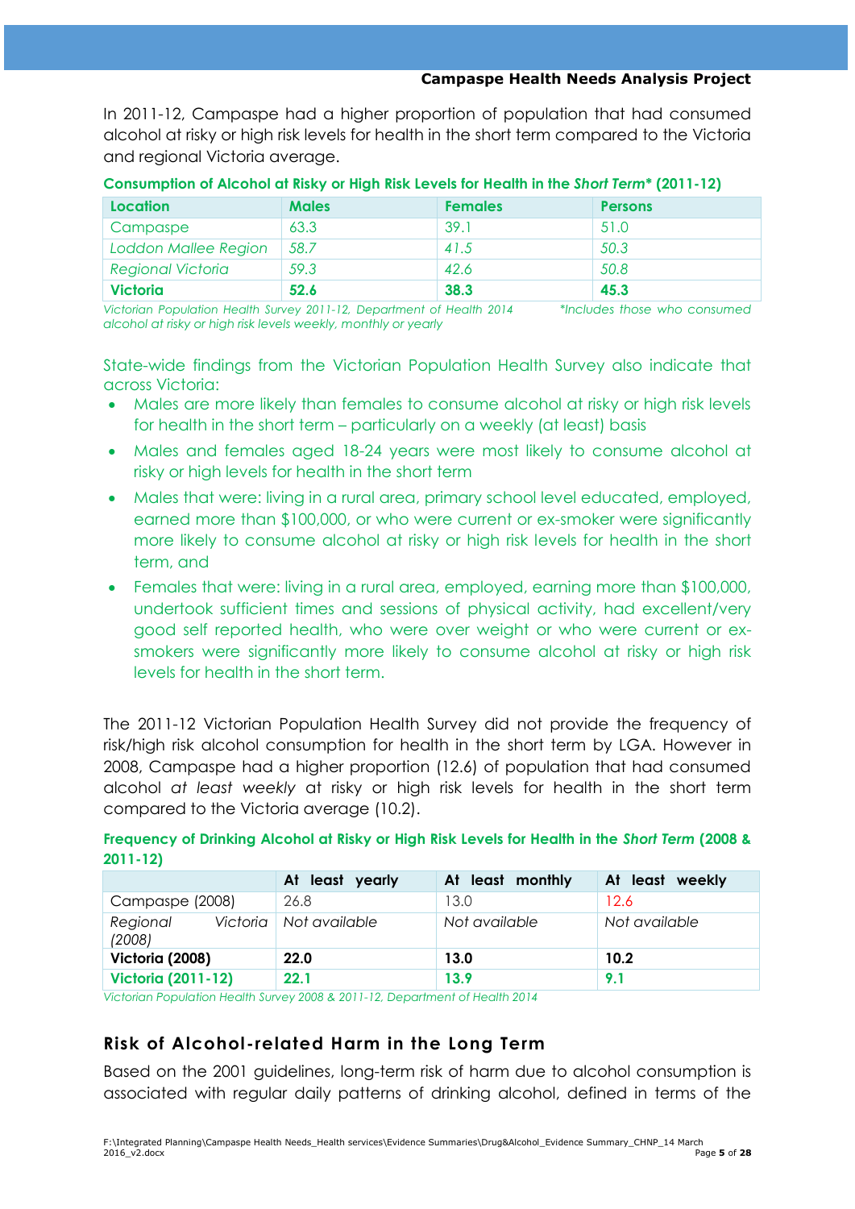In 2011-12, Campaspe had a higher proportion of population that had consumed alcohol at risky or high risk levels for health in the short term compared to the Victoria and regional Victoria average.

**Consumption of Alcohol at Risky or High Risk Levels for Health in the *Short Term** (2011-12)**

| Location | Males | Females | Persons |
|---|---|---|---|
| Campaspe | 63.3 | 39.1 | 51.0 |
| *Loddon Mallee Region* | *58.7* | *41.5* | *50.3* |
| *Regional Victoria* | *59.3* | *42.6* | *50.8* |
| **Victoria** | **52.6** | **38.3** | **45.3** |

*Victorian Population Health Survey 2011-12, Department of Health 2014 \*Includes those who consumed alcohol at risky or high risk levels weekly, monthly or yearly*

State-wide findings from the Victorian Population Health Survey also indicate that across Victoria:

- Males are more likely than females to consume alcohol at risky or high risk levels for health in the short term – particularly on a weekly (at least) basis
- Males and females aged 18-24 years were most likely to consume alcohol at risky or high levels for health in the short term
- Males that were: living in a rural area, primary school level educated, employed, earned more than $100,000, or who were current or ex-smoker were significantly more likely to consume alcohol at risky or high risk levels for health in the short term, and
- Females that were: living in a rural area, employed, earning more than $100,000, undertook sufficient times and sessions of physical activity, had excellent/very good self reported health, who were over weight or who were current or ex-smokers were significantly more likely to consume alcohol at risky or high risk levels for health in the short term.

The 2011-12 Victorian Population Health Survey did not provide the frequency of risk/high risk alcohol consumption for health in the short term by LGA. However in 2008, Campaspe had a higher proportion (12.6) of population that had consumed alcohol *at least weekly* at risky or high risk levels for health in the short term compared to the Victoria average (10.2).

**Frequency of Drinking Alcohol at Risky or High Risk Levels for Health in the *Short Term* (2008 & 2011-12)**

| | At least yearly | At least monthly | At least weekly |
|---|---|---|---|
| Campaspe (2008) | 26.8 | 13.0 | 12.6 |
| *Regional Victoria (2008)* | *Not available* | *Not available* | *Not available* |
| **Victoria (2008)** | **22.0** | **13.0** | **10.2** |
| **Victoria (2011-12)** | **22.1** | **13.9** | **9.1** |

*Victorian Population Health Survey 2008 & 2011-12, Department of Health 2014*

## Risk of Alcohol-related Harm in the Long Term

Based on the 2001 guidelines, long-term risk of harm due to alcohol consumption is associated with regular daily patterns of drinking alcohol, defined in terms of the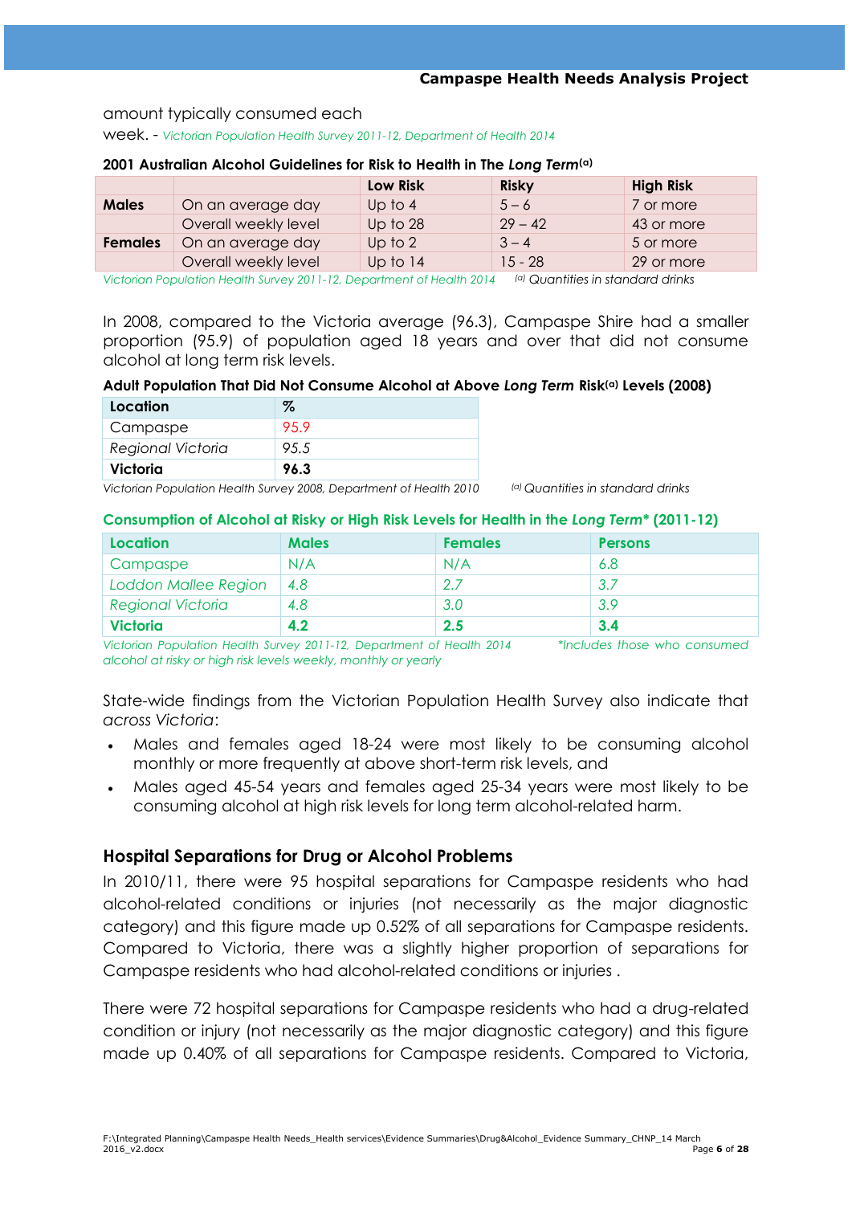amount typically consumed each week. - *Victorian Population Health Survey 2011-12, Department of Health 2014*

**2001 Australian Alcohol Guidelines for Risk to Health in The *Long Term*[(a)]**

| | | Low Risk | Risky | High Risk |
|---|---|---|---|---|
| **Males** | On an average day | Up to 4 | 5 – 6 | 7 or more |
| | Overall weekly level | Up to 28 | 29 – 42 | 43 or more |
| **Females** | On an average day | Up to 2 | 3 – 4 | 5 or more |
| | Overall weekly level | Up to 14 | 15 - 28 | 29 or more |

*Victorian Population Health Survey 2011-12, Department of Health 2014* [(a)] *Quantities in standard drinks*

In 2008, compared to the Victoria average (96.3), Campaspe Shire had a smaller proportion (95.9) of population aged 18 years and over that did not consume alcohol at long term risk levels.

**Adult Population That Did Not Consume Alcohol at Above *Long Term* Risk[(a)] Levels (2008)**

| Location | % |
|---|---|
| Campaspe | 95.9 |
| *Regional Victoria* | *95.5* |
| **Victoria** | **96.3** |

*Victorian Population Health Survey 2008, Department of Health 2010* [(a)] *Quantities in standard drinks*

**Consumption of Alcohol at Risky or High Risk Levels for Health in the *Long Term** (2011-12)**

| Location | Males | Females | Persons |
|---|---|---|---|
| Campaspe | N/A | N/A | 6.8 |
| *Loddon Mallee Region* | *4.8* | *2.7* | *3.7* |
| *Regional Victoria* | *4.8* | *3.0* | *3.9* |
| **Victoria** | **4.2** | **2.5** | **3.4** |

*Victorian Population Health Survey 2011-12, Department of Health 2014* *\*Includes those who consumed alcohol at risky or high risk levels weekly, monthly or yearly*

State-wide findings from the Victorian Population Health Survey also indicate that *across Victoria*:

- Males and females aged 18-24 were most likely to be consuming alcohol monthly or more frequently at above short-term risk levels, and
- Males aged 45-54 years and females aged 25-34 years were most likely to be consuming alcohol at high risk levels for long term alcohol-related harm.

## Hospital Separations for Drug or Alcohol Problems

In 2010/11, there were 95 hospital separations for Campaspe residents who had alcohol-related conditions or injuries (not necessarily as the major diagnostic category) and this figure made up 0.52% of all separations for Campaspe residents. Compared to Victoria, there was a slightly higher proportion of separations for Campaspe residents who had alcohol-related conditions or injuries .

There were 72 hospital separations for Campaspe residents who had a drug-related condition or injury (not necessarily as the major diagnostic category) and this figure made up 0.40% of all separations for Campaspe residents. Compared to Victoria,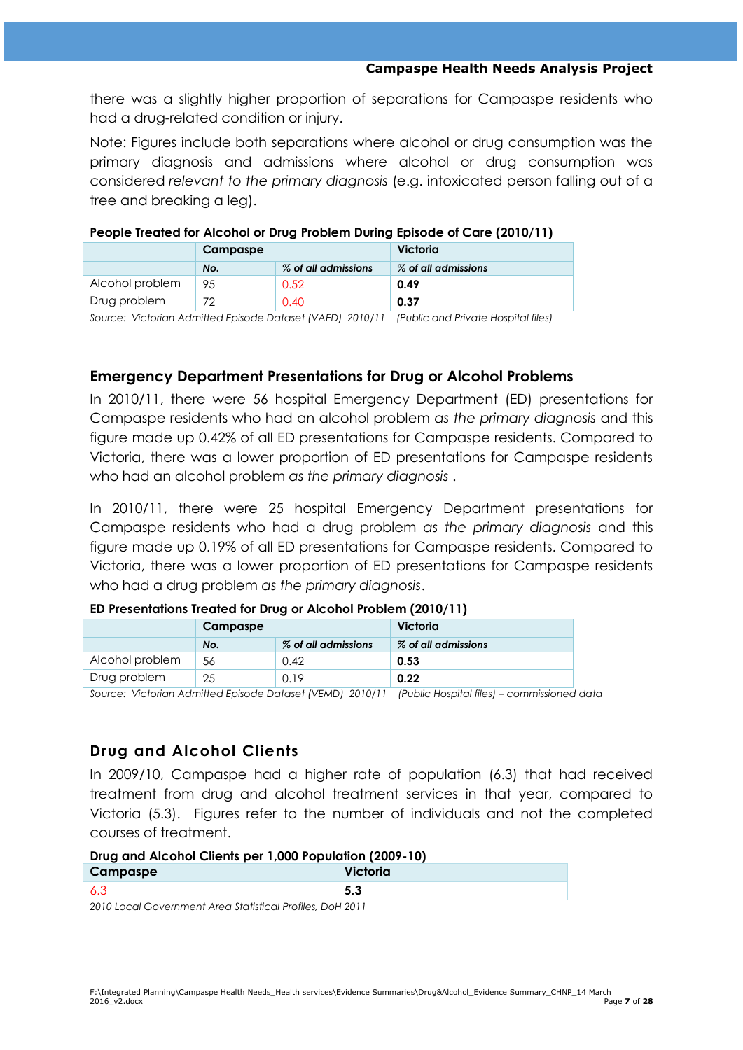there was a slightly higher proportion of separations for Campaspe residents who had a drug-related condition or injury.

Note: Figures include both separations where alcohol or drug consumption was the primary diagnosis and admissions where alcohol or drug consumption was considered *relevant to the primary diagnosis* (e.g. intoxicated person falling out of a tree and breaking a leg).

**People Treated for Alcohol or Drug Problem During Episode of Care (2010/11)**

| | Campaspe | | Victoria |
|---|---|---|---|
| | ***No.*** | ***% of all admissions*** | ***% of all admissions*** |
| Alcohol problem | 95 | 0.52 | **0.49** |
| Drug problem | 72 | 0.40 | **0.37** |

*Source: Victorian Admitted Episode Dataset (VAED) 2010/11 (Public and Private Hospital files)*

### Emergency Department Presentations for Drug or Alcohol Problems

In 2010/11, there were 56 hospital Emergency Department (ED) presentations for Campaspe residents who had an alcohol problem *as the primary diagnosis* and this figure made up 0.42% of all ED presentations for Campaspe residents. Compared to Victoria, there was a lower proportion of ED presentations for Campaspe residents who had an alcohol problem *as the primary diagnosis* .

In 2010/11, there were 25 hospital Emergency Department presentations for Campaspe residents who had a drug problem *as the primary diagnosis* and this figure made up 0.19% of all ED presentations for Campaspe residents. Compared to Victoria, there was a lower proportion of ED presentations for Campaspe residents who had a drug problem *as the primary diagnosis*.

**ED Presentations Treated for Drug or Alcohol Problem (2010/11)**

| | Campaspe | | Victoria |
|---|---|---|---|
| | ***No.*** | ***% of all admissions*** | ***% of all admissions*** |
| Alcohol problem | 56 | 0.42 | **0.53** |
| Drug problem | 25 | 0.19 | **0.22** |

*Source: Victorian Admitted Episode Dataset (VEMD) 2010/11 (Public Hospital files) – commissioned data*

### Drug and Alcohol Clients

In 2009/10, Campaspe had a higher rate of population (6.3) that had received treatment from drug and alcohol treatment services in that year, compared to Victoria (5.3). Figures refer to the number of individuals and not the completed courses of treatment.

**Drug and Alcohol Clients per 1,000 Population (2009-10)**

| Campaspe | Victoria |
|---|---|
| 6.3 | **5.3** |

*2010 Local Government Area Statistical Profiles, DoH 2011*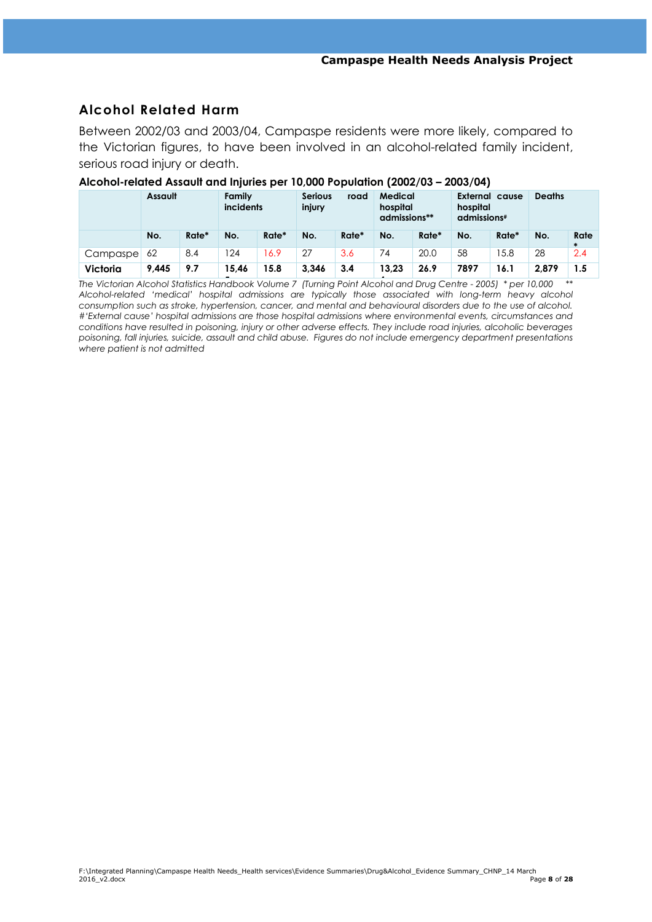## Alcohol Related Harm

Between 2002/03 and 2003/04, Campaspe residents were more likely, compared to the Victorian figures, to have been involved in an alcohol-related family incident, serious road injury or death.

**Alcohol-related Assault and Injuries per 10,000 Population (2002/03 – 2003/04)**

| | Assault | | Family incidents | | Serious road injury | | Medical hospital admissions** | | External cause hospital admissions# | | Deaths | |
|---|---|---|---|---|---|---|---|---|---|---|---|---|
| | No. | Rate* | No. | Rate* | No. | Rate* | No. | Rate* | No. | Rate* | No. | Rate* |
| Campaspe | 62 | 8.4 | 124 | 16.9 | 27 | 3.6 | 74 | 20.0 | 58 | 15.8 | 28 | 2.4 |
| **Victoria** | **9,445** | **9.7** | **15,465** | **15.8** | **3,346** | **3.4** | **13,234** | **26.9** | **7897** | **16.1** | **2,879** | **1.5** |

*The Victorian Alcohol Statistics Handbook Volume 7 (Turning Point Alcohol and Drug Centre - 2005) * per 10,000 ** Alcohol-related 'medical' hospital admissions are typically those associated with long-term heavy alcohol consumption such as stroke, hypertension, cancer, and mental and behavioural disorders due to the use of alcohol. #'External cause' hospital admissions are those hospital admissions where environmental events, circumstances and conditions have resulted in poisoning, injury or other adverse effects. They include road injuries, alcoholic beverages poisoning, fall injuries, suicide, assault and child abuse. Figures do not include emergency department presentations where patient is not admitted*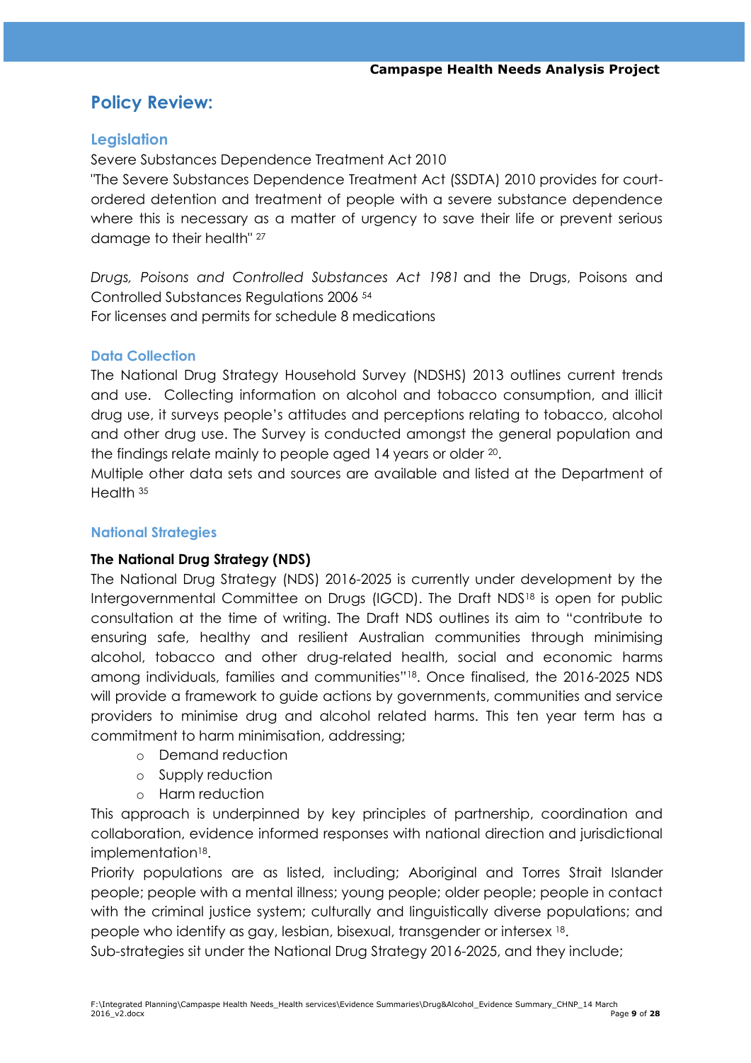## Policy Review:

### Legislation

Severe Substances Dependence Treatment Act 2010

"The Severe Substances Dependence Treatment Act (SSDTA) 2010 provides for court-ordered detention and treatment of people with a severe substance dependence where this is necessary as a matter of urgency to save their life or prevent serious damage to their health" [27]

*Drugs, Poisons and Controlled Substances Act 1981* and the Drugs, Poisons and Controlled Substances Regulations 2006 [54]

For licenses and permits for schedule 8 medications

### Data Collection

The National Drug Strategy Household Survey (NDSHS) 2013 outlines current trends and use. Collecting information on alcohol and tobacco consumption, and illicit drug use, it surveys people's attitudes and perceptions relating to tobacco, alcohol and other drug use. The Survey is conducted amongst the general population and the findings relate mainly to people aged 14 years or older [20].

Multiple other data sets and sources are available and listed at the Department of Health [35]

### National Strategies

**The National Drug Strategy (NDS)**

The National Drug Strategy (NDS) 2016-2025 is currently under development by the Intergovernmental Committee on Drugs (IGCD). The Draft NDS[18] is open for public consultation at the time of writing. The Draft NDS outlines its aim to "contribute to ensuring safe, healthy and resilient Australian communities through minimising alcohol, tobacco and other drug-related health, social and economic harms among individuals, families and communities"[18]. Once finalised, the 2016-2025 NDS will provide a framework to guide actions by governments, communities and service providers to minimise drug and alcohol related harms. This ten year term has a commitment to harm minimisation, addressing;

- Demand reduction
- Supply reduction
- Harm reduction

This approach is underpinned by key principles of partnership, coordination and collaboration, evidence informed responses with national direction and jurisdictional implementation[18].

Priority populations are as listed, including; Aboriginal and Torres Strait Islander people; people with a mental illness; young people; older people; people in contact with the criminal justice system; culturally and linguistically diverse populations; and people who identify as gay, lesbian, bisexual, transgender or intersex [18].

Sub-strategies sit under the National Drug Strategy 2016-2025, and they include;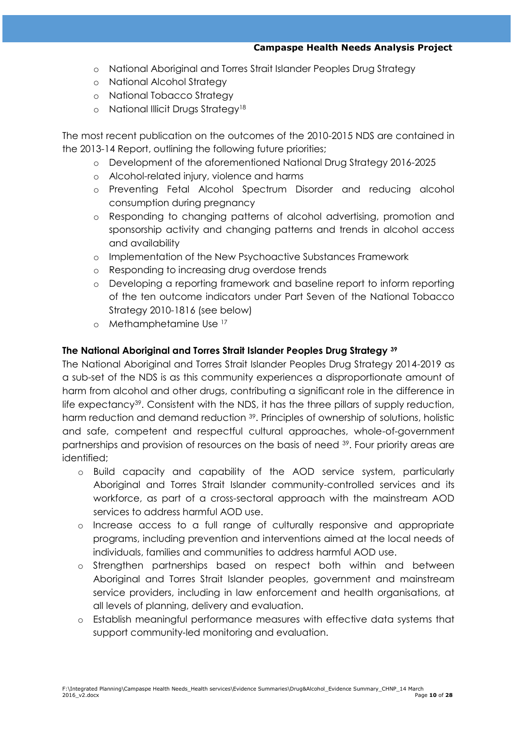- National Aboriginal and Torres Strait Islander Peoples Drug Strategy
- National Alcohol Strategy
- National Tobacco Strategy
- National Illicit Drugs Strategy[18]

The most recent publication on the outcomes of the 2010-2015 NDS are contained in the 2013-14 Report, outlining the following future priorities;

- Development of the aforementioned National Drug Strategy 2016-2025
- Alcohol-related injury, violence and harms
- Preventing Fetal Alcohol Spectrum Disorder and reducing alcohol consumption during pregnancy
- Responding to changing patterns of alcohol advertising, promotion and sponsorship activity and changing patterns and trends in alcohol access and availability
- Implementation of the New Psychoactive Substances Framework
- Responding to increasing drug overdose trends
- Developing a reporting framework and baseline report to inform reporting of the ten outcome indicators under Part Seven of the National Tobacco Strategy 2010-1816 (see below)
- Methamphetamine Use [17]

**The National Aboriginal and Torres Strait Islander Peoples Drug Strategy [39]**

The National Aboriginal and Torres Strait Islander Peoples Drug Strategy 2014-2019 as a sub-set of the NDS is as this community experiences a disproportionate amount of harm from alcohol and other drugs, contributing a significant role in the difference in life expectancy[39]. Consistent with the NDS, it has the three pillars of supply reduction, harm reduction and demand reduction [39]. Principles of ownership of solutions, holistic and safe, competent and respectful cultural approaches, whole-of-government partnerships and provision of resources on the basis of need [39]. Four priority areas are identified;

- Build capacity and capability of the AOD service system, particularly Aboriginal and Torres Strait Islander community-controlled services and its workforce, as part of a cross-sectoral approach with the mainstream AOD services to address harmful AOD use.
- Increase access to a full range of culturally responsive and appropriate programs, including prevention and interventions aimed at the local needs of individuals, families and communities to address harmful AOD use.
- Strengthen partnerships based on respect both within and between Aboriginal and Torres Strait Islander peoples, government and mainstream service providers, including in law enforcement and health organisations, at all levels of planning, delivery and evaluation.
- Establish meaningful performance measures with effective data systems that support community-led monitoring and evaluation.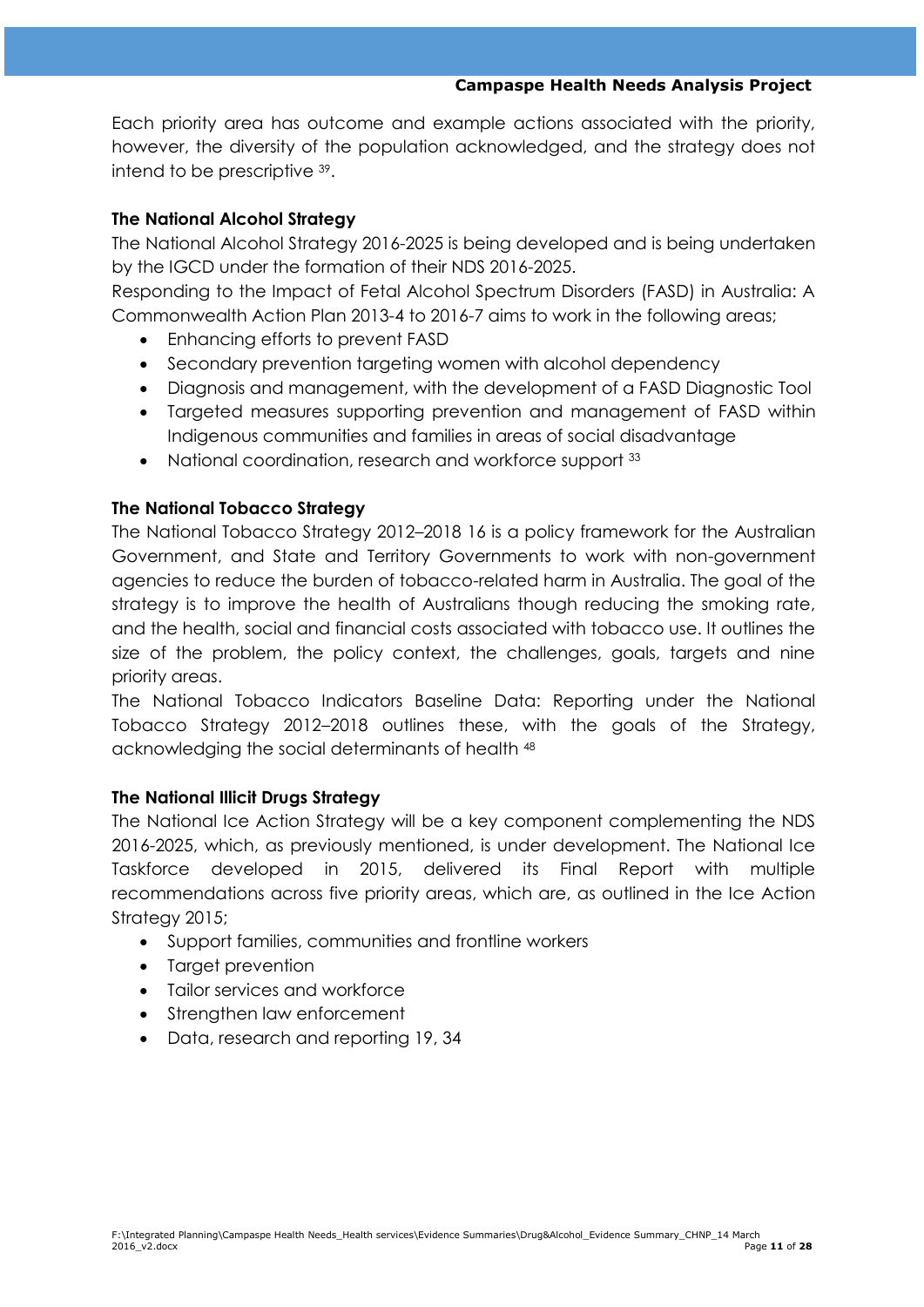Each priority area has outcome and example actions associated with the priority, however, the diversity of the population acknowledged, and the strategy does not intend to be prescriptive [39].

**The National Alcohol Strategy**

The National Alcohol Strategy 2016-2025 is being developed and is being undertaken by the IGCD under the formation of their NDS 2016-2025.

Responding to the Impact of Fetal Alcohol Spectrum Disorders (FASD) in Australia: A Commonwealth Action Plan 2013-4 to 2016-7 aims to work in the following areas;

- Enhancing efforts to prevent FASD
- Secondary prevention targeting women with alcohol dependency
- Diagnosis and management, with the development of a FASD Diagnostic Tool
- Targeted measures supporting prevention and management of FASD within Indigenous communities and families in areas of social disadvantage
- National coordination, research and workforce support [33]

**The National Tobacco Strategy**

The National Tobacco Strategy 2012–2018 16 is a policy framework for the Australian Government, and State and Territory Governments to work with non-government agencies to reduce the burden of tobacco-related harm in Australia. The goal of the strategy is to improve the health of Australians though reducing the smoking rate, and the health, social and financial costs associated with tobacco use. It outlines the size of the problem, the policy context, the challenges, goals, targets and nine priority areas.

The National Tobacco Indicators Baseline Data: Reporting under the National Tobacco Strategy 2012–2018 outlines these, with the goals of the Strategy, acknowledging the social determinants of health [48]

**The National Illicit Drugs Strategy**

The National Ice Action Strategy will be a key component complementing the NDS 2016-2025, which, as previously mentioned, is under development. The National Ice Taskforce developed in 2015, delivered its Final Report with multiple recommendations across five priority areas, which are, as outlined in the Ice Action Strategy 2015;

- Support families, communities and frontline workers
- Target prevention
- Tailor services and workforce
- Strengthen law enforcement
- Data, research and reporting 19, 34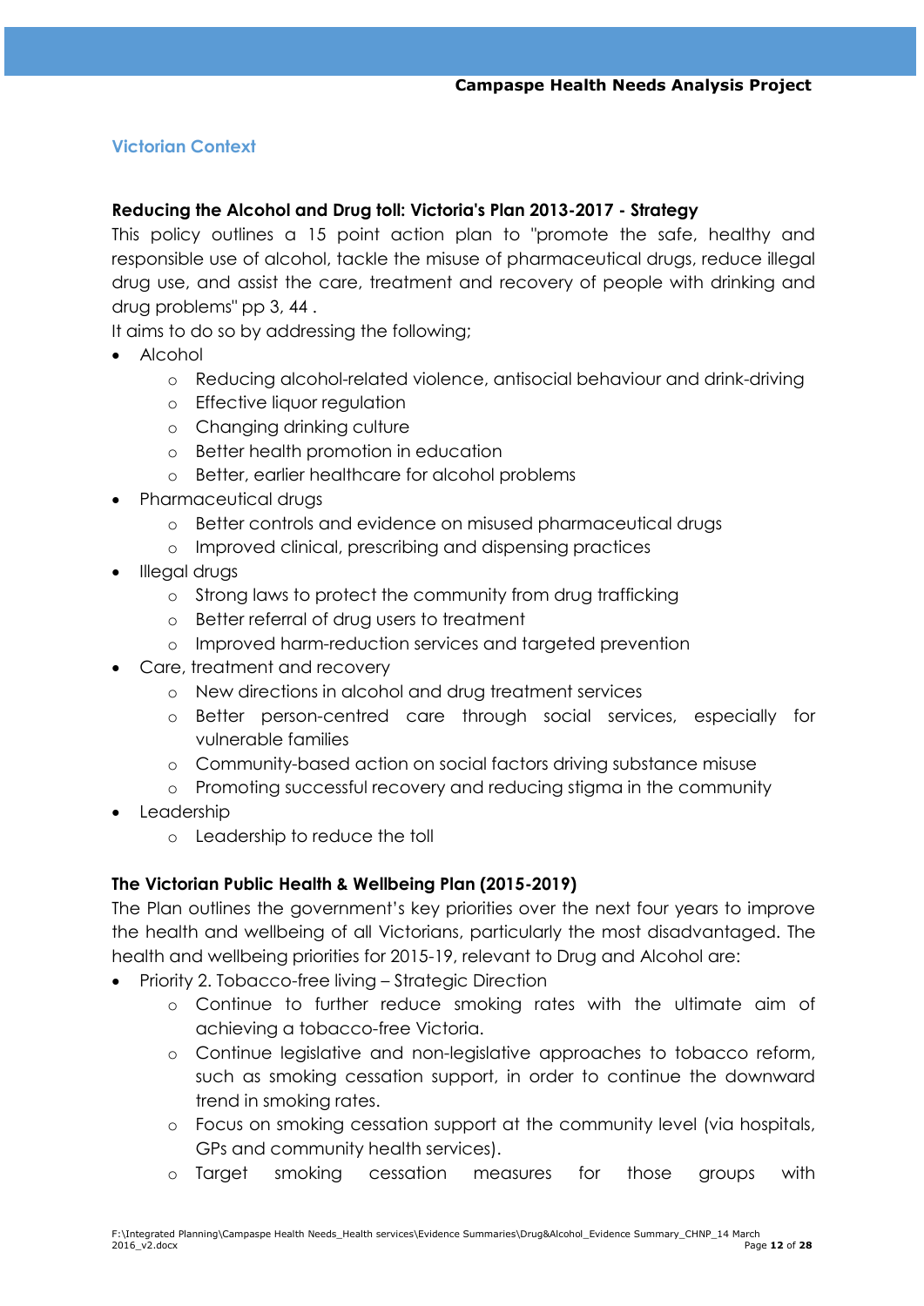## Victorian Context

### Reducing the Alcohol and Drug toll: Victoria's Plan 2013-2017 - Strategy

This policy outlines a 15 point action plan to "promote the safe, healthy and responsible use of alcohol, tackle the misuse of pharmaceutical drugs, reduce illegal drug use, and assist the care, treatment and recovery of people with drinking and drug problems" pp 3, 44 .

It aims to do so by addressing the following;

- Alcohol
  - Reducing alcohol-related violence, antisocial behaviour and drink-driving
  - Effective liquor regulation
  - Changing drinking culture
  - Better health promotion in education
  - Better, earlier healthcare for alcohol problems
- Pharmaceutical drugs
  - Better controls and evidence on misused pharmaceutical drugs
  - Improved clinical, prescribing and dispensing practices
- Illegal drugs
  - Strong laws to protect the community from drug trafficking
  - Better referral of drug users to treatment
  - Improved harm-reduction services and targeted prevention
- Care, treatment and recovery
  - New directions in alcohol and drug treatment services
  - Better person-centred care through social services, especially for vulnerable families
  - Community-based action on social factors driving substance misuse
  - Promoting successful recovery and reducing stigma in the community
- Leadership
  - Leadership to reduce the toll

### The Victorian Public Health & Wellbeing Plan (2015-2019)

The Plan outlines the government's key priorities over the next four years to improve the health and wellbeing of all Victorians, particularly the most disadvantaged. The health and wellbeing priorities for 2015-19, relevant to Drug and Alcohol are:

- Priority 2. Tobacco-free living – Strategic Direction
  - Continue to further reduce smoking rates with the ultimate aim of achieving a tobacco-free Victoria.
  - Continue legislative and non-legislative approaches to tobacco reform, such as smoking cessation support, in order to continue the downward trend in smoking rates.
  - Focus on smoking cessation support at the community level (via hospitals, GPs and community health services).
  - Target smoking cessation measures for those groups with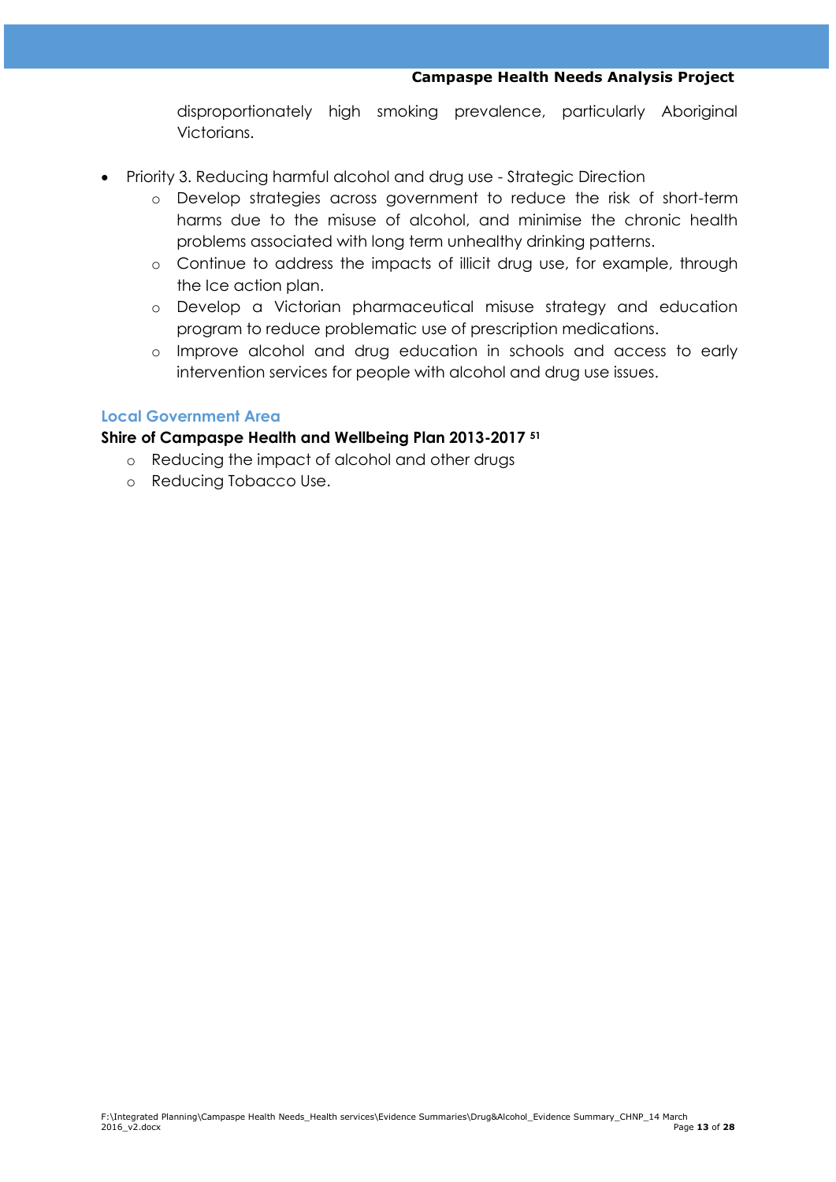disproportionately high smoking prevalence, particularly Aboriginal Victorians.

- Priority 3. Reducing harmful alcohol and drug use - Strategic Direction
  - Develop strategies across government to reduce the risk of short-term harms due to the misuse of alcohol, and minimise the chronic health problems associated with long term unhealthy drinking patterns.
  - Continue to address the impacts of illicit drug use, for example, through the Ice action plan.
  - Develop a Victorian pharmaceutical misuse strategy and education program to reduce problematic use of prescription medications.
  - Improve alcohol and drug education in schools and access to early intervention services for people with alcohol and drug use issues.

## Local Government Area

**Shire of Campaspe Health and Wellbeing Plan 2013-2017** [51]

- Reducing the impact of alcohol and other drugs
- Reducing Tobacco Use.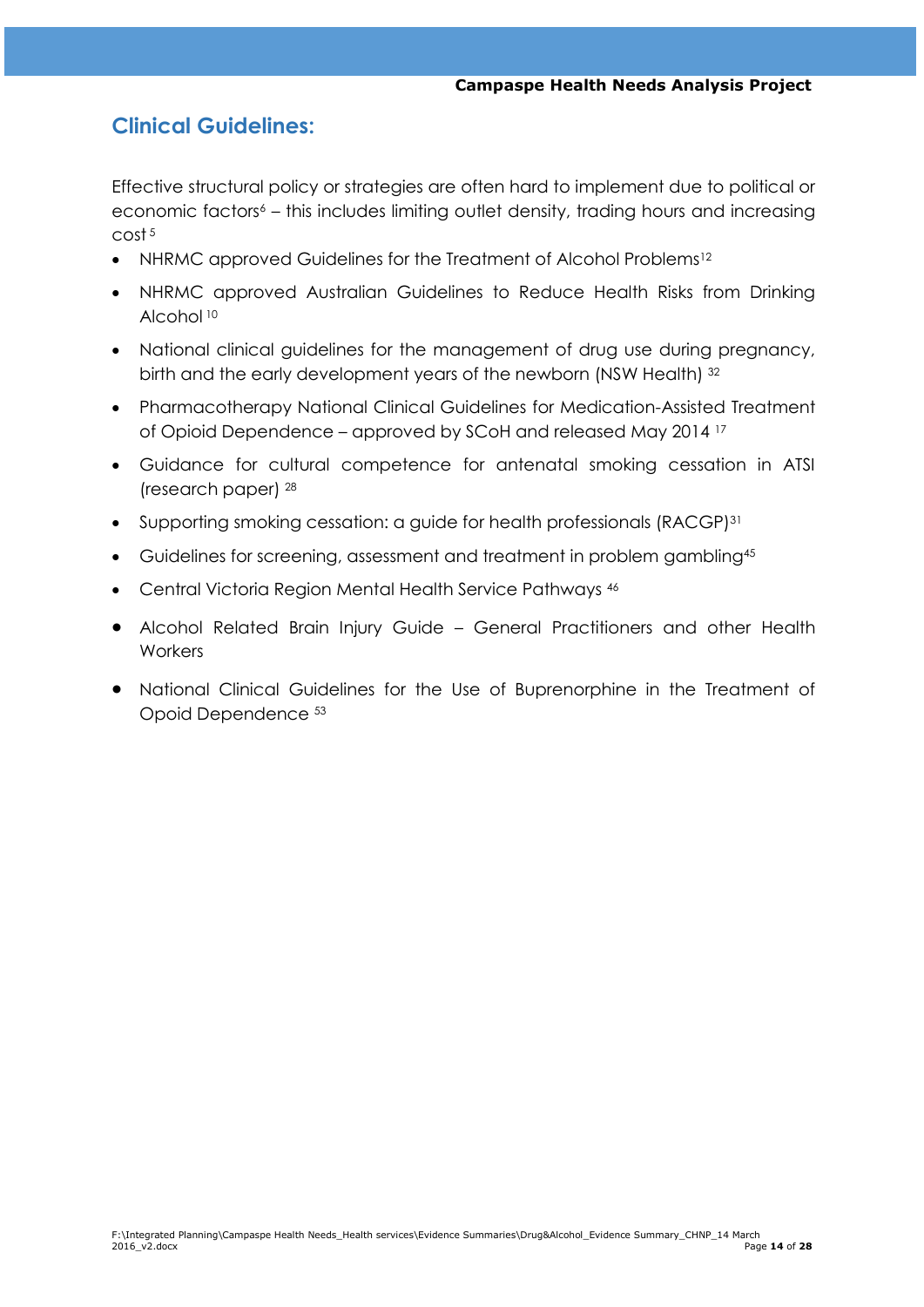## Clinical Guidelines:

Effective structural policy or strategies are often hard to implement due to political or economic factors[6] – this includes limiting outlet density, trading hours and increasing cost [5]

- NHMRC approved Guidelines for the Treatment of Alcohol Problems[12]
- NHMRC approved Australian Guidelines to Reduce Health Risks from Drinking Alcohol [10]
- National clinical guidelines for the management of drug use during pregnancy, birth and the early development years of the newborn (NSW Health) [32]
- Pharmacotherapy National Clinical Guidelines for Medication-Assisted Treatment of Opioid Dependence – approved by SCoH and released May 2014 [17]
- Guidance for cultural competence for antenatal smoking cessation in ATSI (research paper) [28]
- Supporting smoking cessation: a guide for health professionals (RACGP)[31]
- Guidelines for screening, assessment and treatment in problem gambling[45]
- Central Victoria Region Mental Health Service Pathways [46]
- Alcohol Related Brain Injury Guide – General Practitioners and other Health Workers
- National Clinical Guidelines for the Use of Buprenorphine in the Treatment of Opoid Dependence [53]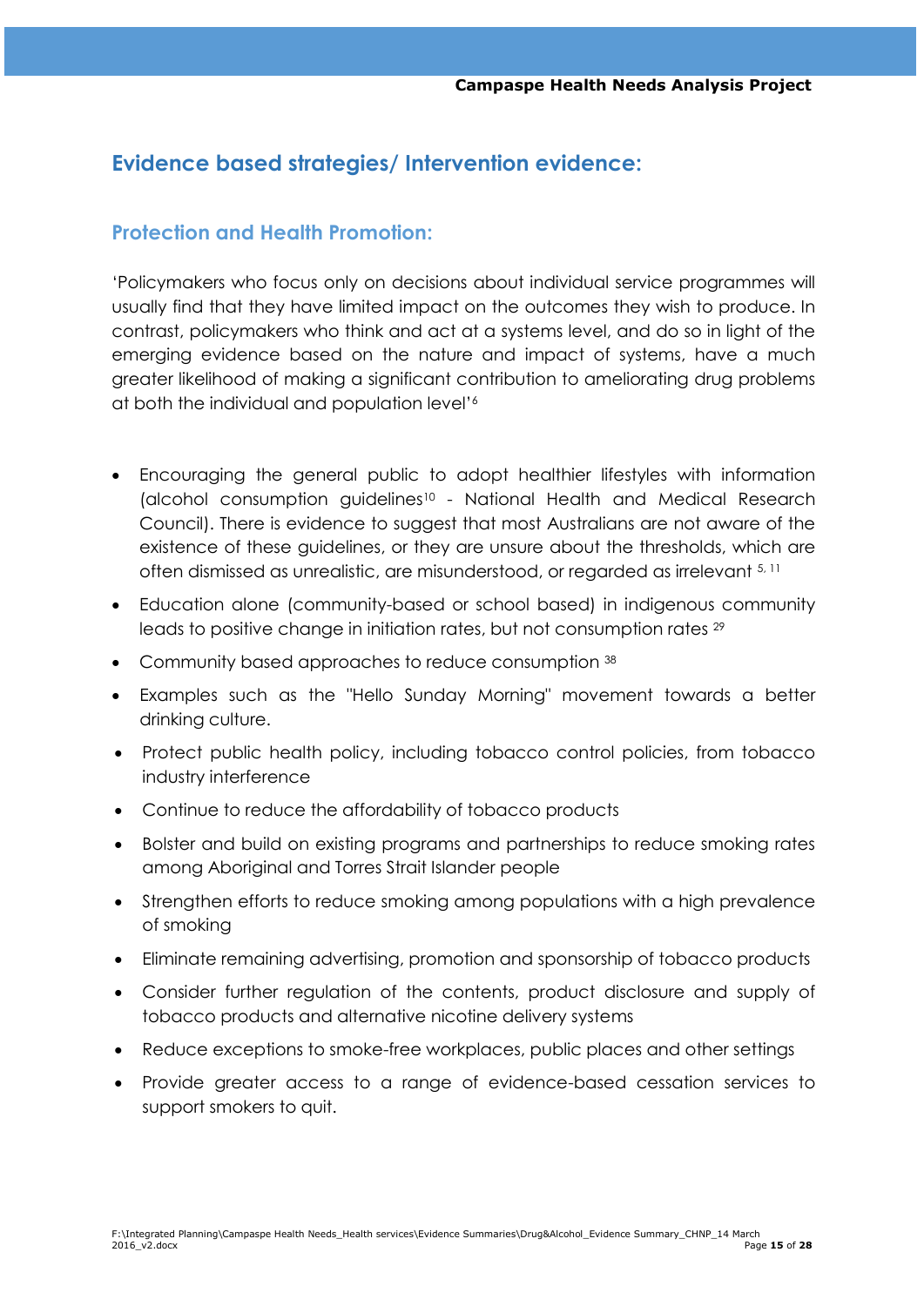## Evidence based strategies/ Intervention evidence:

### Protection and Health Promotion:

'Policymakers who focus only on decisions about individual service programmes will usually find that they have limited impact on the outcomes they wish to produce. In contrast, policymakers who think and act at a systems level, and do so in light of the emerging evidence based on the nature and impact of systems, have a much greater likelihood of making a significant contribution to ameliorating drug problems at both the individual and population level'[6]

- Encouraging the general public to adopt healthier lifestyles with information (alcohol consumption guidelines[10] - National Health and Medical Research Council). There is evidence to suggest that most Australians are not aware of the existence of these guidelines, or they are unsure about the thresholds, which are often dismissed as unrealistic, are misunderstood, or regarded as irrelevant [5, 11]
- Education alone (community-based or school based) in indigenous community leads to positive change in initiation rates, but not consumption rates [29]
- Community based approaches to reduce consumption [38]
- Examples such as the "Hello Sunday Morning" movement towards a better drinking culture.
- Protect public health policy, including tobacco control policies, from tobacco industry interference
- Continue to reduce the affordability of tobacco products
- Bolster and build on existing programs and partnerships to reduce smoking rates among Aboriginal and Torres Strait Islander people
- Strengthen efforts to reduce smoking among populations with a high prevalence of smoking
- Eliminate remaining advertising, promotion and sponsorship of tobacco products
- Consider further regulation of the contents, product disclosure and supply of tobacco products and alternative nicotine delivery systems
- Reduce exceptions to smoke-free workplaces, public places and other settings
- Provide greater access to a range of evidence-based cessation services to support smokers to quit.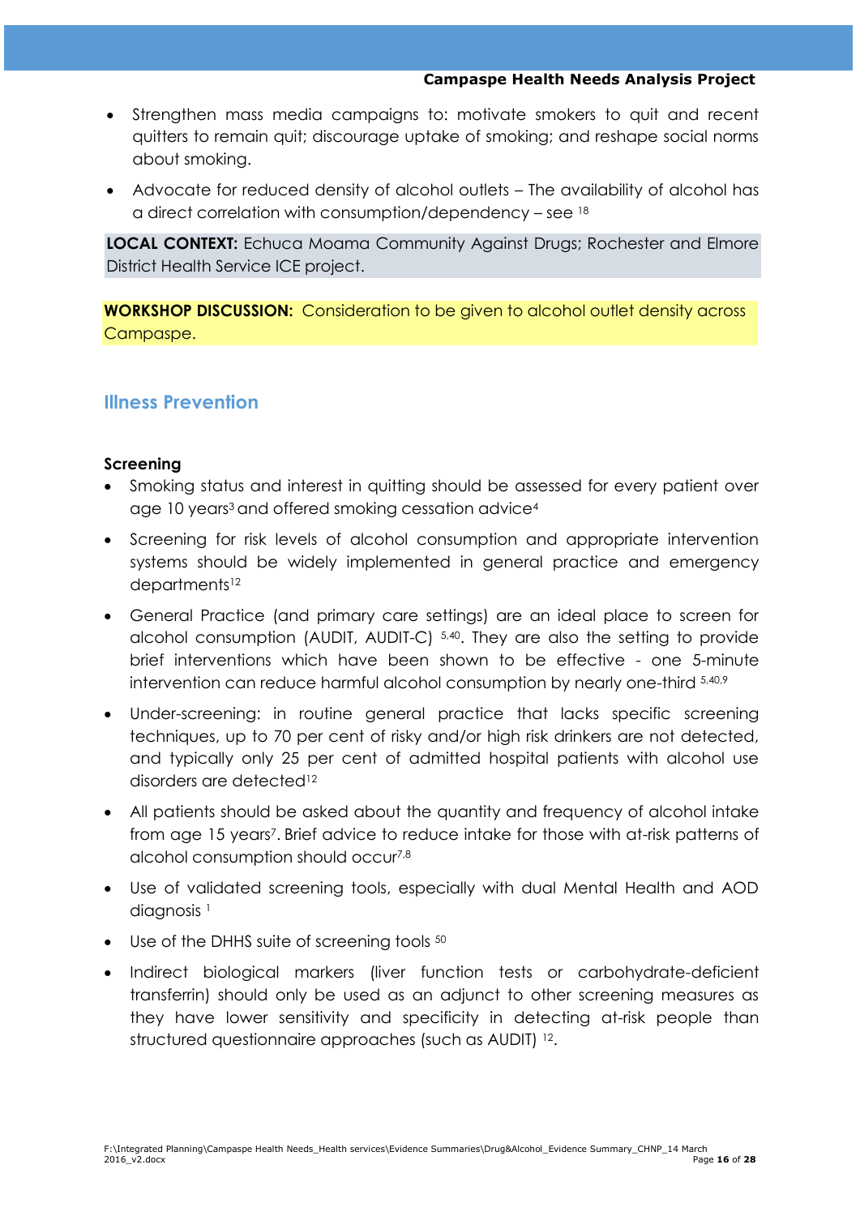- Strengthen mass media campaigns to: motivate smokers to quit and recent quitters to remain quit; discourage uptake of smoking; and reshape social norms about smoking.
- Advocate for reduced density of alcohol outlets – The availability of alcohol has a direct correlation with consumption/dependency – see [18]

**LOCAL CONTEXT:** Echuca Moama Community Against Drugs; Rochester and Elmore District Health Service ICE project.

**WORKSHOP DISCUSSION:** Consideration to be given to alcohol outlet density across Campaspe.

## Illness Prevention

### Screening

- Smoking status and interest in quitting should be assessed for every patient over age 10 years[3] and offered smoking cessation advice[4]
- Screening for risk levels of alcohol consumption and appropriate intervention systems should be widely implemented in general practice and emergency departments[12]
- General Practice (and primary care settings) are an ideal place to screen for alcohol consumption (AUDIT, AUDIT-C) [5,40]. They are also the setting to provide brief interventions which have been shown to be effective - one 5-minute intervention can reduce harmful alcohol consumption by nearly one-third [5,40,9]
- Under-screening: in routine general practice that lacks specific screening techniques, up to 70 per cent of risky and/or high risk drinkers are not detected, and typically only 25 per cent of admitted hospital patients with alcohol use disorders are detected[12]
- All patients should be asked about the quantity and frequency of alcohol intake from age 15 years[7]. Brief advice to reduce intake for those with at-risk patterns of alcohol consumption should occur[7,8]
- Use of validated screening tools, especially with dual Mental Health and AOD diagnosis [1]
- Use of the DHHS suite of screening tools [50]
- Indirect biological markers (liver function tests or carbohydrate-deficient transferrin) should only be used as an adjunct to other screening measures as they have lower sensitivity and specificity in detecting at-risk people than structured questionnaire approaches (such as AUDIT) [12].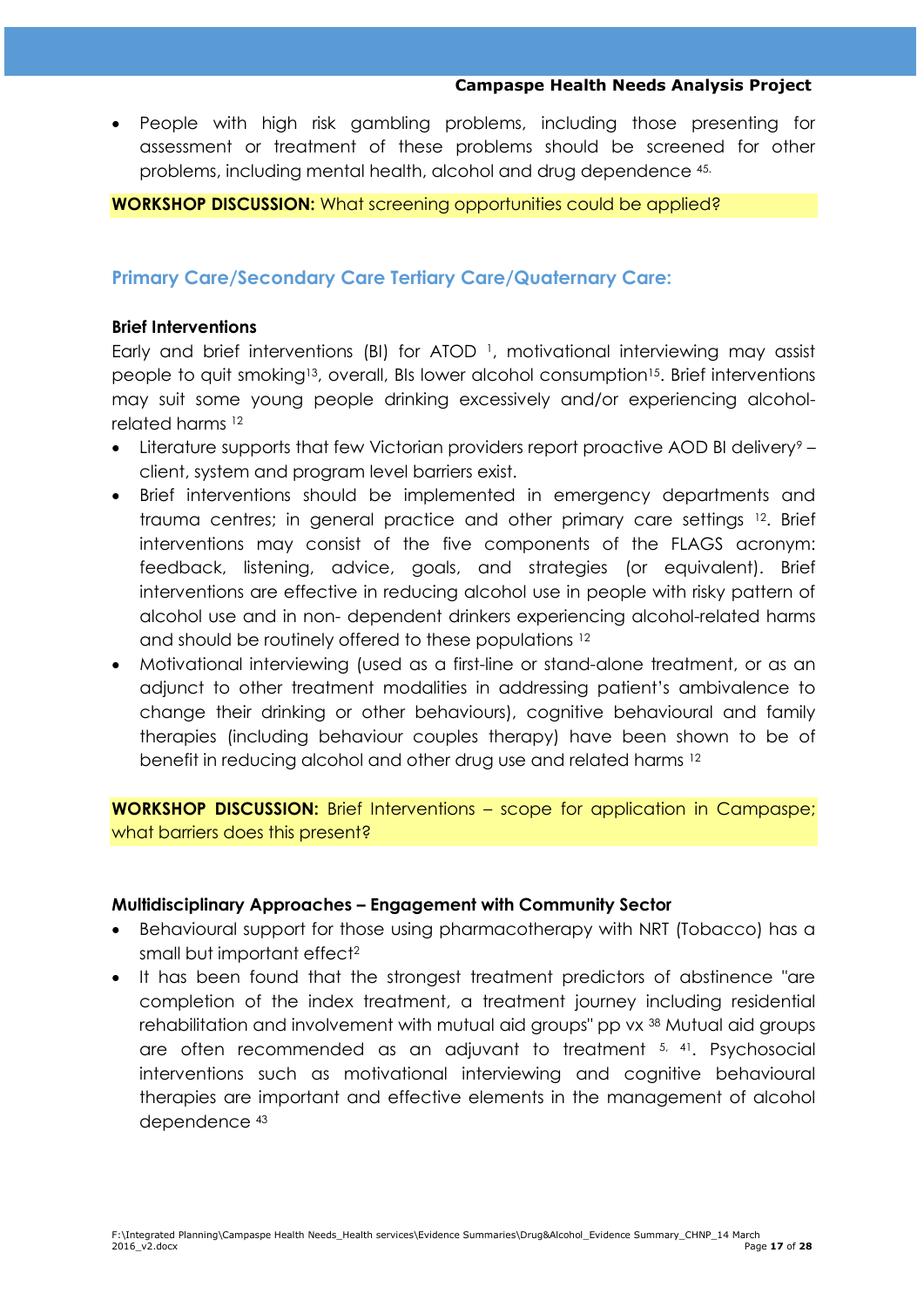- People with high risk gambling problems, including those presenting for assessment or treatment of these problems should be screened for other problems, including mental health, alcohol and drug dependence [45].

**WORKSHOP DISCUSSION:** What screening opportunities could be applied?

## Primary Care/Secondary Care Tertiary Care/Quaternary Care:

### Brief Interventions

Early and brief interventions (BI) for ATOD [1], motivational interviewing may assist people to quit smoking[13], overall, BIs lower alcohol consumption[15]. Brief interventions may suit some young people drinking excessively and/or experiencing alcohol-related harms [12]

- Literature supports that few Victorian providers report proactive AOD BI delivery[9] – client, system and program level barriers exist.
- Brief interventions should be implemented in emergency departments and trauma centres; in general practice and other primary care settings [12]. Brief interventions may consist of the five components of the FLAGS acronym: feedback, listening, advice, goals, and strategies (or equivalent). Brief interventions are effective in reducing alcohol use in people with risky pattern of alcohol use and in non- dependent drinkers experiencing alcohol-related harms and should be routinely offered to these populations [12]
- Motivational interviewing (used as a first-line or stand-alone treatment, or as an adjunct to other treatment modalities in addressing patient's ambivalence to change their drinking or other behaviours), cognitive behavioural and family therapies (including behaviour couples therapy) have been shown to be of benefit in reducing alcohol and other drug use and related harms [12]

**WORKSHOP DISCUSSION:** Brief Interventions – scope for application in Campaspe; what barriers does this present?

### Multidisciplinary Approaches – Engagement with Community Sector

- Behavioural support for those using pharmacotherapy with NRT (Tobacco) has a small but important effect[2]
- It has been found that the strongest treatment predictors of abstinence "are completion of the index treatment, a treatment journey including residential rehabilitation and involvement with mutual aid groups" pp vx [38] Mutual aid groups are often recommended as an adjuvant to treatment [5, 41]. Psychosocial interventions such as motivational interviewing and cognitive behavioural therapies are important and effective elements in the management of alcohol dependence [43]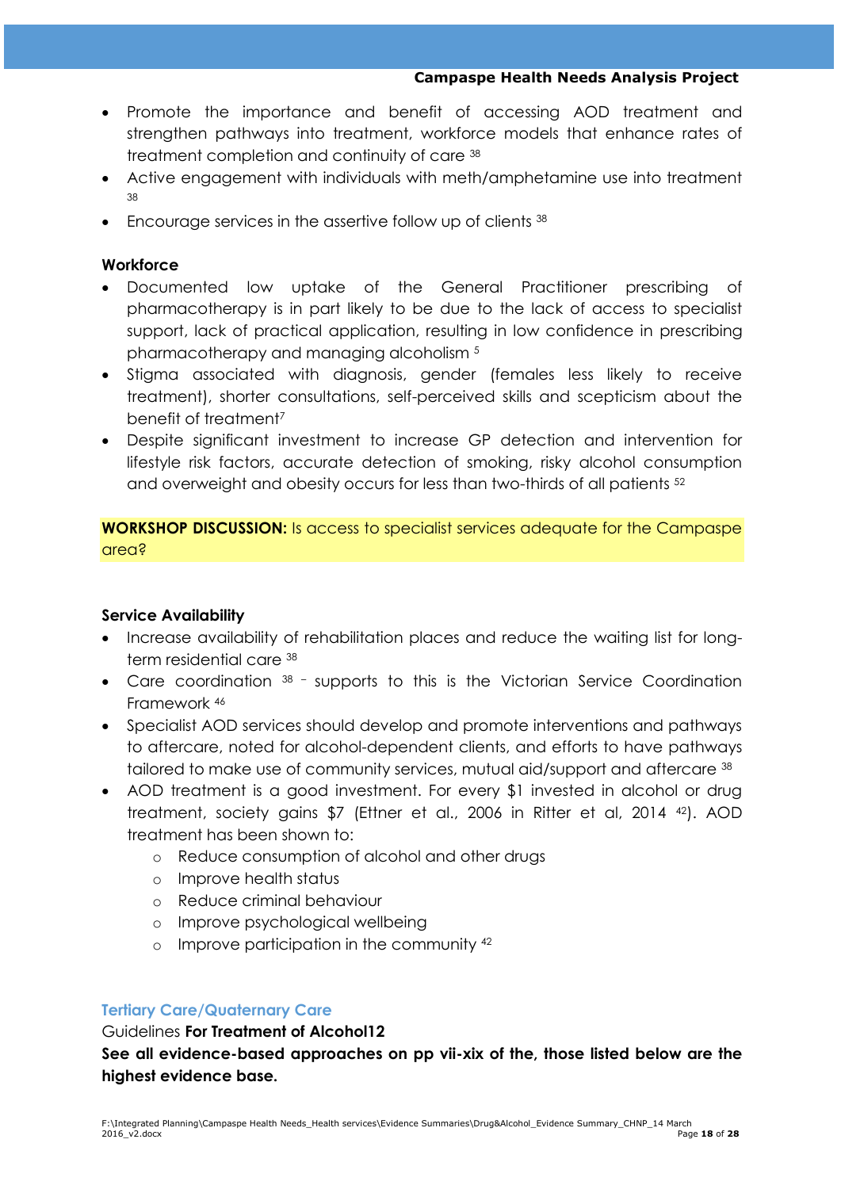- Promote the importance and benefit of accessing AOD treatment and strengthen pathways into treatment, workforce models that enhance rates of treatment completion and continuity of care [38]
- Active engagement with individuals with meth/amphetamine use into treatment [38]
- Encourage services in the assertive follow up of clients [38]

**Workforce**

- Documented low uptake of the General Practitioner prescribing of pharmacotherapy is in part likely to be due to the lack of access to specialist support, lack of practical application, resulting in low confidence in prescribing pharmacotherapy and managing alcoholism [5]
- Stigma associated with diagnosis, gender (females less likely to receive treatment), shorter consultations, self-perceived skills and scepticism about the benefit of treatment[7]
- Despite significant investment to increase GP detection and intervention for lifestyle risk factors, accurate detection of smoking, risky alcohol consumption and overweight and obesity occurs for less than two-thirds of all patients [52]

**WORKSHOP DISCUSSION:** Is access to specialist services adequate for the Campaspe area?

**Service Availability**

- Increase availability of rehabilitation places and reduce the waiting list for long-term residential care [38]
- Care coordination [38] – supports to this is the Victorian Service Coordination Framework [46]
- Specialist AOD services should develop and promote interventions and pathways to aftercare, noted for alcohol-dependent clients, and efforts to have pathways tailored to make use of community services, mutual aid/support and aftercare [38]
- AOD treatment is a good investment. For every $1 invested in alcohol or drug treatment, society gains $7 (Ettner et al., 2006 in Ritter et al, 2014 [42]). AOD treatment has been shown to:
  - Reduce consumption of alcohol and other drugs
  - Improve health status
  - Reduce criminal behaviour
  - Improve psychological wellbeing
  - Improve participation in the community [42]

### Tertiary Care/Quaternary Care

Guidelines **For Treatment of Alcohol12**

**See all evidence-based approaches on pp vii-xix of the, those listed below are the highest evidence base.**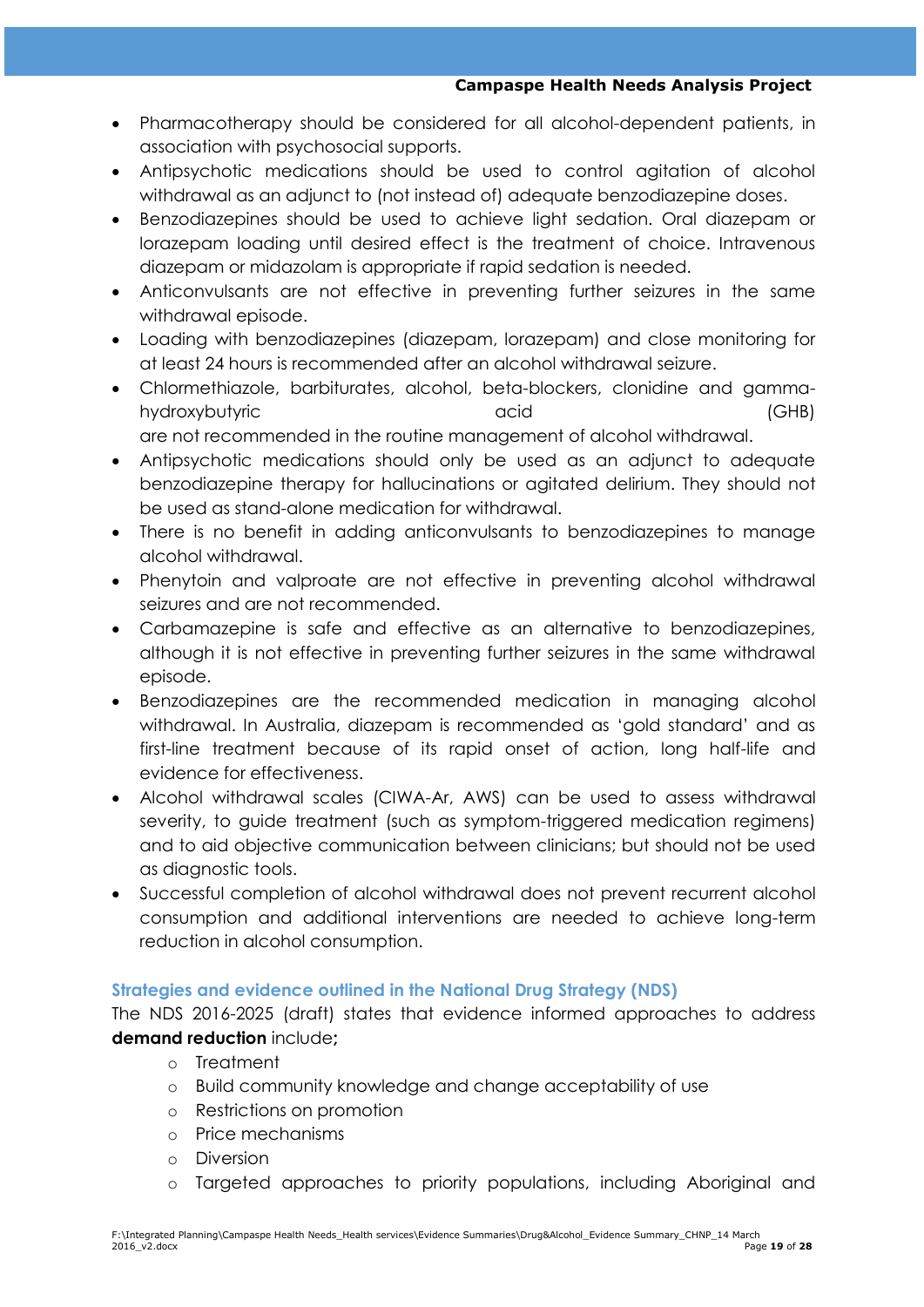- Pharmacotherapy should be considered for all alcohol-dependent patients, in association with psychosocial supports.
- Antipsychotic medications should be used to control agitation of alcohol withdrawal as an adjunct to (not instead of) adequate benzodiazepine doses.
- Benzodiazepines should be used to achieve light sedation. Oral diazepam or lorazepam loading until desired effect is the treatment of choice. Intravenous diazepam or midazolam is appropriate if rapid sedation is needed.
- Anticonvulsants are not effective in preventing further seizures in the same withdrawal episode.
- Loading with benzodiazepines (diazepam, lorazepam) and close monitoring for at least 24 hours is recommended after an alcohol withdrawal seizure.
- Chlormethiazole, barbiturates, alcohol, beta-blockers, clonidine and gamma-hydroxybutyric acid (GHB) are not recommended in the routine management of alcohol withdrawal.
- Antipsychotic medications should only be used as an adjunct to adequate benzodiazepine therapy for hallucinations or agitated delirium. They should not be used as stand-alone medication for withdrawal.
- There is no benefit in adding anticonvulsants to benzodiazepines to manage alcohol withdrawal.
- Phenytoin and valproate are not effective in preventing alcohol withdrawal seizures and are not recommended.
- Carbamazepine is safe and effective as an alternative to benzodiazepines, although it is not effective in preventing further seizures in the same withdrawal episode.
- Benzodiazepines are the recommended medication in managing alcohol withdrawal. In Australia, diazepam is recommended as 'gold standard' and as first-line treatment because of its rapid onset of action, long half-life and evidence for effectiveness.
- Alcohol withdrawal scales (CIWA-Ar, AWS) can be used to assess withdrawal severity, to guide treatment (such as symptom-triggered medication regimens) and to aid objective communication between clinicians; but should not be used as diagnostic tools.
- Successful completion of alcohol withdrawal does not prevent recurrent alcohol consumption and additional interventions are needed to achieve long-term reduction in alcohol consumption.

### Strategies and evidence outlined in the National Drug Strategy (NDS)

The NDS 2016-2025 (draft) states that evidence informed approaches to address **demand reduction** include**;**

- Treatment
- Build community knowledge and change acceptability of use
- Restrictions on promotion
- Price mechanisms
- Diversion
- Targeted approaches to priority populations, including Aboriginal and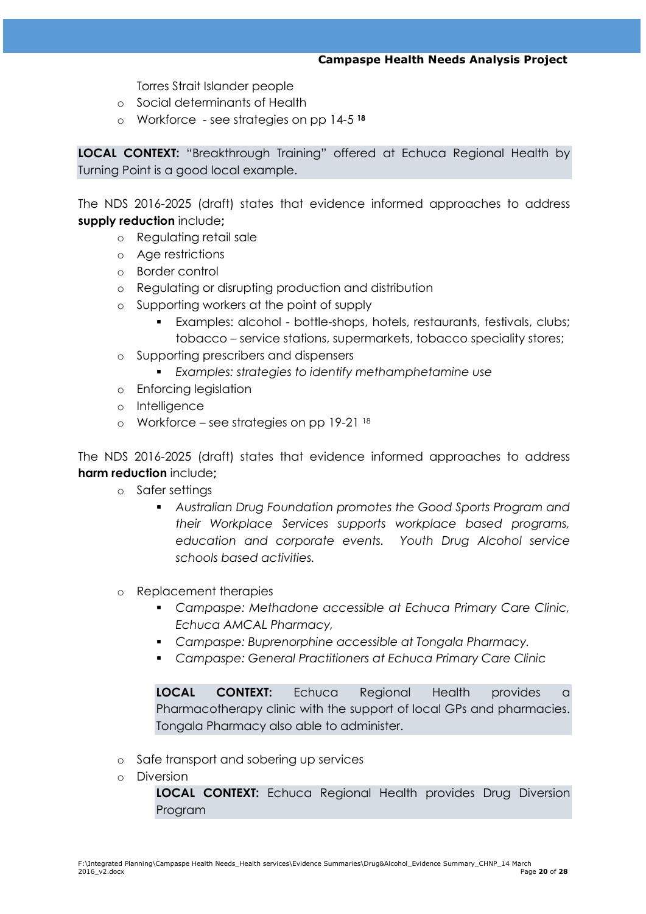Torres Strait Islander people
- Social determinants of Health
- Workforce - see strategies on pp 14-5 [18]

**LOCAL CONTEXT:** "Breakthrough Training" offered at Echuca Regional Health by Turning Point is a good local example.

The NDS 2016-2025 (draft) states that evidence informed approaches to address **supply reduction** include**;**

- Regulating retail sale
- Age restrictions
- Border control
- Regulating or disrupting production and distribution
- Supporting workers at the point of supply
  - Examples: alcohol - bottle-shops, hotels, restaurants, festivals, clubs; tobacco – service stations, supermarkets, tobacco speciality stores;
- Supporting prescribers and dispensers
  - *Examples: strategies to identify methamphetamine use*
- Enforcing legislation
- Intelligence
- Workforce – see strategies on pp 19-21 [18]

The NDS 2016-2025 (draft) states that evidence informed approaches to address **harm reduction** include**;**

- Safer settings
  - *Australian Drug Foundation promotes the Good Sports Program and their Workplace Services supports workplace based programs, education and corporate events. Youth Drug Alcohol service schools based activities.*
- Replacement therapies
  - *Campaspe: Methadone accessible at Echuca Primary Care Clinic, Echuca AMCAL Pharmacy,*
  - *Campaspe: Buprenorphine accessible at Tongala Pharmacy.*
  - *Campaspe: General Practitioners at Echuca Primary Care Clinic*

  **LOCAL CONTEXT:** Echuca Regional Health provides a Pharmacotherapy clinic with the support of local GPs and pharmacies. Tongala Pharmacy also able to administer.

- Safe transport and sobering up services
- Diversion

  **LOCAL CONTEXT:** Echuca Regional Health provides Drug Diversion Program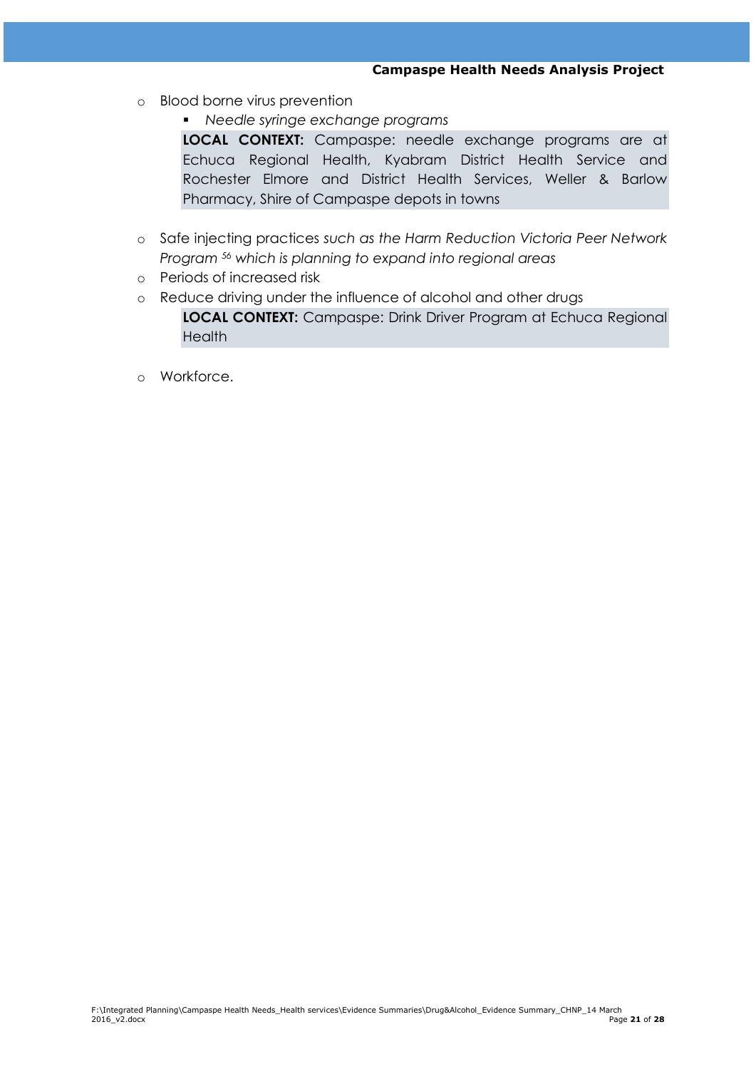- Blood borne virus prevention
  - *Needle syringe exchange programs*

    **LOCAL CONTEXT:** Campaspe: needle exchange programs are at Echuca Regional Health, Kyabram District Health Service and Rochester Elmore and District Health Services, Weller & Barlow Pharmacy, Shire of Campaspe depots in towns

- Safe injecting practices *such as the Harm Reduction Victoria Peer Network Program* [56] *which is planning to expand into regional areas*
- Periods of increased risk
- Reduce driving under the influence of alcohol and other drugs

  **LOCAL CONTEXT:** Campaspe: Drink Driver Program at Echuca Regional Health

- Workforce.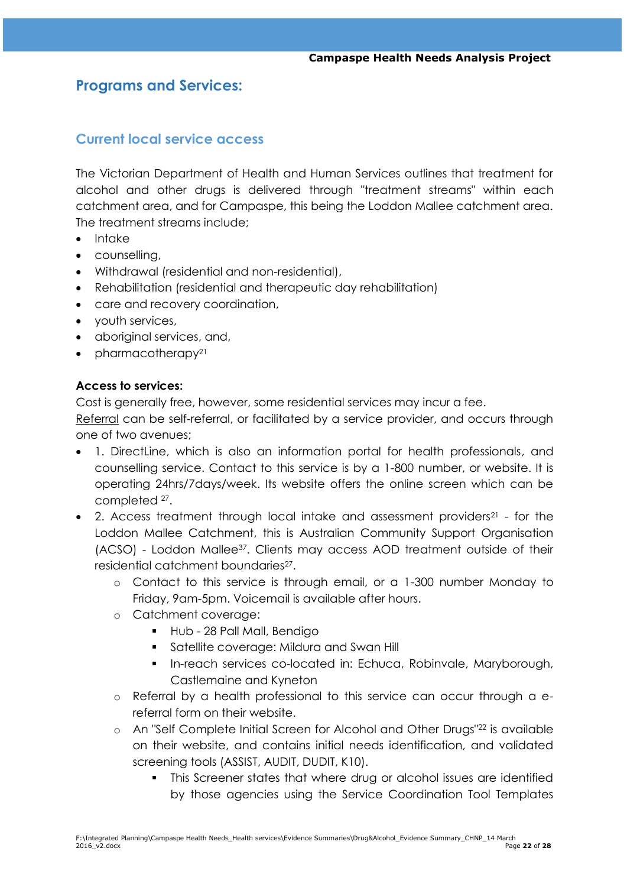## Programs and Services:

### Current local service access

The Victorian Department of Health and Human Services outlines that treatment for alcohol and other drugs is delivered through "treatment streams" within each catchment area, and for Campaspe, this being the Loddon Mallee catchment area. The treatment streams include;

- Intake
- counselling,
- Withdrawal (residential and non-residential),
- Rehabilitation (residential and therapeutic day rehabilitation)
- care and recovery coordination,
- youth services,
- aboriginal services, and,
- pharmacotherapy[21]

**Access to services:**

Cost is generally free, however, some residential services may incur a fee.

Referral can be self-referral, or facilitated by a service provider, and occurs through one of two avenues;

- 1. DirectLine, which is also an information portal for health professionals, and counselling service. Contact to this service is by a 1-800 number, or website. It is operating 24hrs/7days/week. Its website offers the online screen which can be completed [27].
- 2. Access treatment through local intake and assessment providers[21] - for the Loddon Mallee Catchment, this is Australian Community Support Organisation (ACSO) - Loddon Mallee[37]. Clients may access AOD treatment outside of their residential catchment boundaries[27].
  - Contact to this service is through email, or a 1-300 number Monday to Friday, 9am-5pm. Voicemail is available after hours.
  - Catchment coverage:
    - Hub - 28 Pall Mall, Bendigo
    - Satellite coverage: Mildura and Swan Hill
    - In-reach services co-located in: Echuca, Robinvale, Maryborough, Castlemaine and Kyneton
  - Referral by a health professional to this service can occur through a e-referral form on their website.
  - An "Self Complete Initial Screen for Alcohol and Other Drugs"[22] is available on their website, and contains initial needs identification, and validated screening tools (ASSIST, AUDIT, DUDIT, K10).
    - This Screener states that where drug or alcohol issues are identified by those agencies using the Service Coordination Tool Templates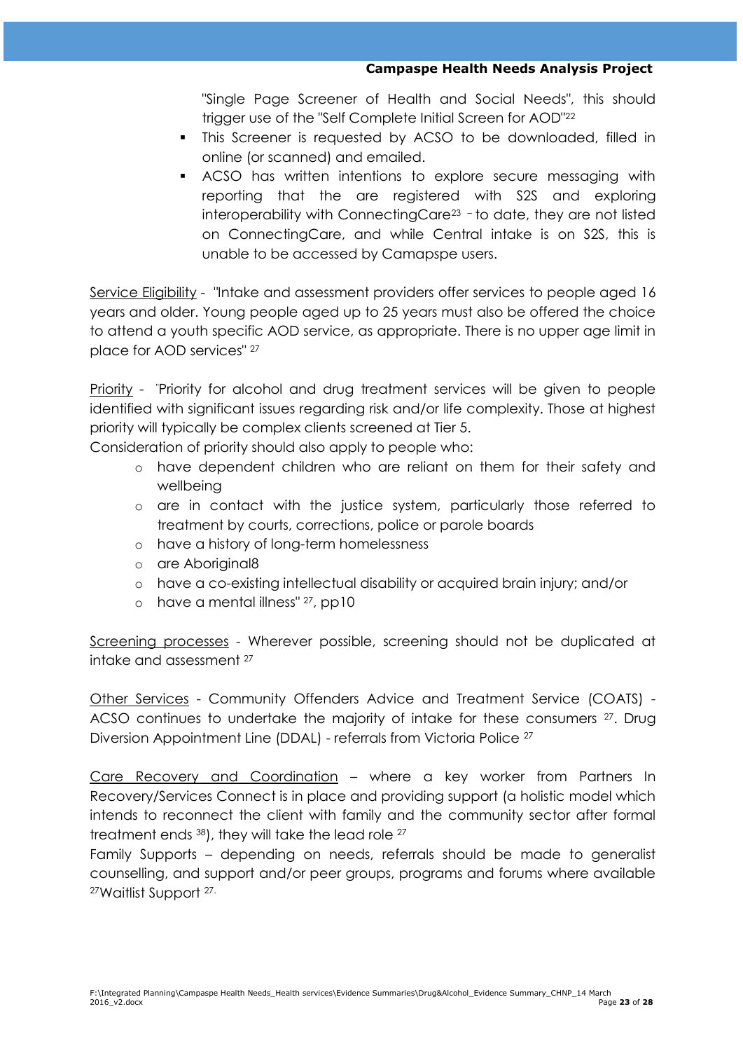"Single Page Screener of Health and Social Needs", this should trigger use of the "Self Complete Initial Screen for AOD"[22]

- This Screener is requested by ACSO to be downloaded, filled in online (or scanned) and emailed.
- ACSO has written intentions to explore secure messaging with reporting that the are registered with S2S and exploring interoperability with ConnectingCare[23] – to date, they are not listed on ConnectingCare, and while Central intake is on S2S, this is unable to be accessed by Camapspe users.

Service Eligibility - "Intake and assessment providers offer services to people aged 16 years and older. Young people aged up to 25 years must also be offered the choice to attend a youth specific AOD service, as appropriate. There is no upper age limit in place for AOD services" [27]

Priority - "Priority for alcohol and drug treatment services will be given to people identified with significant issues regarding risk and/or life complexity. Those at highest priority will typically be complex clients screened at Tier 5.

Consideration of priority should also apply to people who:

- have dependent children who are reliant on them for their safety and wellbeing
- are in contact with the justice system, particularly those referred to treatment by courts, corrections, police or parole boards
- have a history of long-term homelessness
- are Aboriginal8
- have a co-existing intellectual disability or acquired brain injury; and/or
- have a mental illness" [27], pp10

Screening processes - Wherever possible, screening should not be duplicated at intake and assessment [27]

Other Services - Community Offenders Advice and Treatment Service (COATS) - ACSO continues to undertake the majority of intake for these consumers [27]. Drug Diversion Appointment Line (DDAL) - referrals from Victoria Police [27]

Care Recovery and Coordination – where a key worker from Partners In Recovery/Services Connect is in place and providing support (a holistic model which intends to reconnect the client with family and the community sector after formal treatment ends [38]), they will take the lead role [27]

Family Supports – depending on needs, referrals should be made to generalist counselling, and support and/or peer groups, programs and forums where available [27]Waitlist Support [27].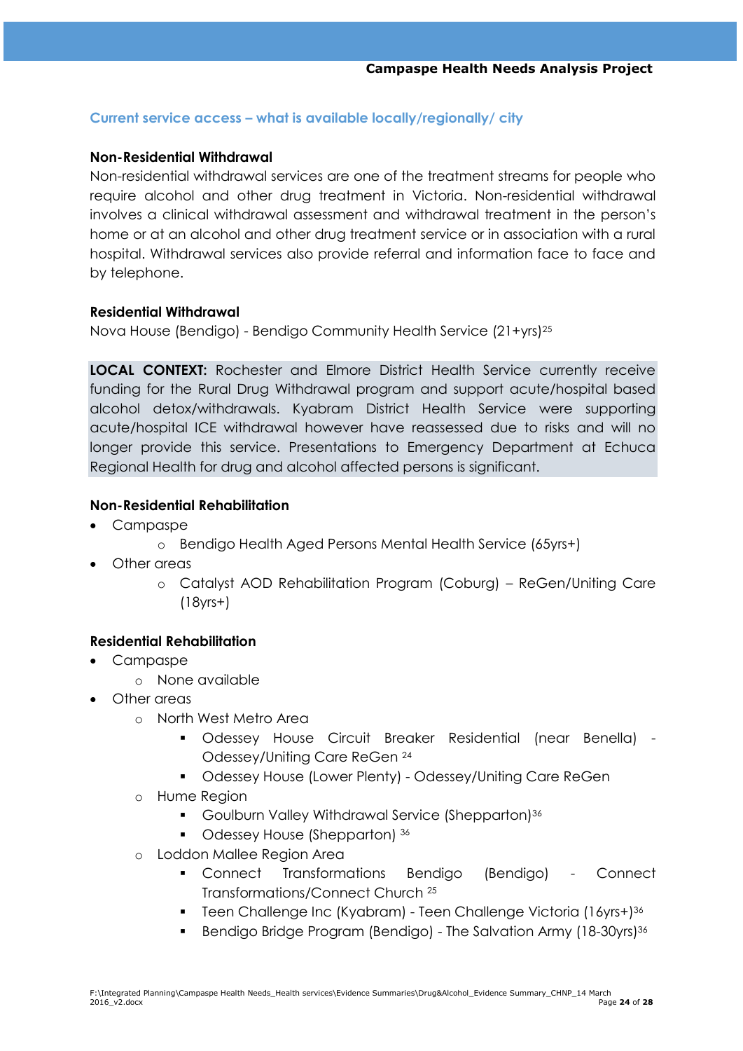## Current service access – what is available locally/regionally/ city

**Non-Residential Withdrawal**

Non-residential withdrawal services are one of the treatment streams for people who require alcohol and other drug treatment in Victoria. Non-residential withdrawal involves a clinical withdrawal assessment and withdrawal treatment in the person's home or at an alcohol and other drug treatment service or in association with a rural hospital. Withdrawal services also provide referral and information face to face and by telephone.

**Residential Withdrawal**

Nova House (Bendigo) - Bendigo Community Health Service (21+yrs)[25]

**LOCAL CONTEXT:** Rochester and Elmore District Health Service currently receive funding for the Rural Drug Withdrawal program and support acute/hospital based alcohol detox/withdrawals. Kyabram District Health Service were supporting acute/hospital ICE withdrawal however have reassessed due to risks and will no longer provide this service. Presentations to Emergency Department at Echuca Regional Health for drug and alcohol affected persons is significant.

**Non-Residential Rehabilitation**

- Campaspe
  - Bendigo Health Aged Persons Mental Health Service (65yrs+)
- Other areas
  - Catalyst AOD Rehabilitation Program (Coburg) – ReGen/Uniting Care (18yrs+)

**Residential Rehabilitation**

- Campaspe
  - None available
- Other areas
  - North West Metro Area
    - Odessey House Circuit Breaker Residential (near Benella) - Odessey/Uniting Care ReGen [24]
    - Odessey House (Lower Plenty) - Odessey/Uniting Care ReGen
  - Hume Region
    - Goulburn Valley Withdrawal Service (Shepparton)[36]
    - Odessey House (Shepparton) [36]
  - Loddon Mallee Region Area
    - Connect Transformations Bendigo (Bendigo) - Connect Transformations/Connect Church [25]
    - Teen Challenge Inc (Kyabram) - Teen Challenge Victoria (16yrs+)[36]
    - Bendigo Bridge Program (Bendigo) - The Salvation Army (18-30yrs)[36]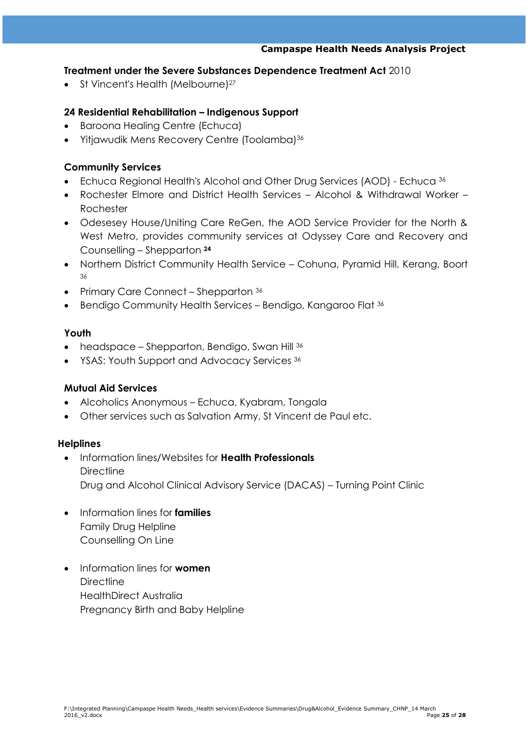**Treatment under the Severe Substances Dependence Treatment Act** 2010

- St Vincent's Health (Melbourne)[27]

**24 Residential Rehabilitation – Indigenous Support**

- Baroona Healing Centre (Echuca)
- Yitjawudik Mens Recovery Centre (Toolamba)[36]

**Community Services**

- Echuca Regional Health's Alcohol and Other Drug Services (AOD) - Echuca [36]
- Rochester Elmore and District Health Services – Alcohol & Withdrawal Worker – Rochester
- Odesesey House/Uniting Care ReGen, the AOD Service Provider for the North & West Metro, provides community services at Odyssey Care and Recovery and Counselling – Shepparton [24]
- Northern District Community Health Service – Cohuna, Pyramid Hill, Kerang, Boort [36]
- Primary Care Connect – Shepparton [36]
- Bendigo Community Health Services – Bendigo, Kangaroo Flat [36]

**Youth**

- headspace – Shepparton, Bendigo, Swan Hill [36]
- YSAS: Youth Support and Advocacy Services [36]

**Mutual Aid Services**

- Alcoholics Anonymous – Echuca, Kyabram, Tongala
- Other services such as Salvation Army, St Vincent de Paul etc.

**Helplines**

- Information lines/Websites for **Health Professionals**
  Directline
  Drug and Alcohol Clinical Advisory Service (DACAS) – Turning Point Clinic

- Information lines for **families**
  Family Drug Helpline
  Counselling On Line

- Information lines for **women**
  Directline
  HealthDirect Australia
  Pregnancy Birth and Baby Helpline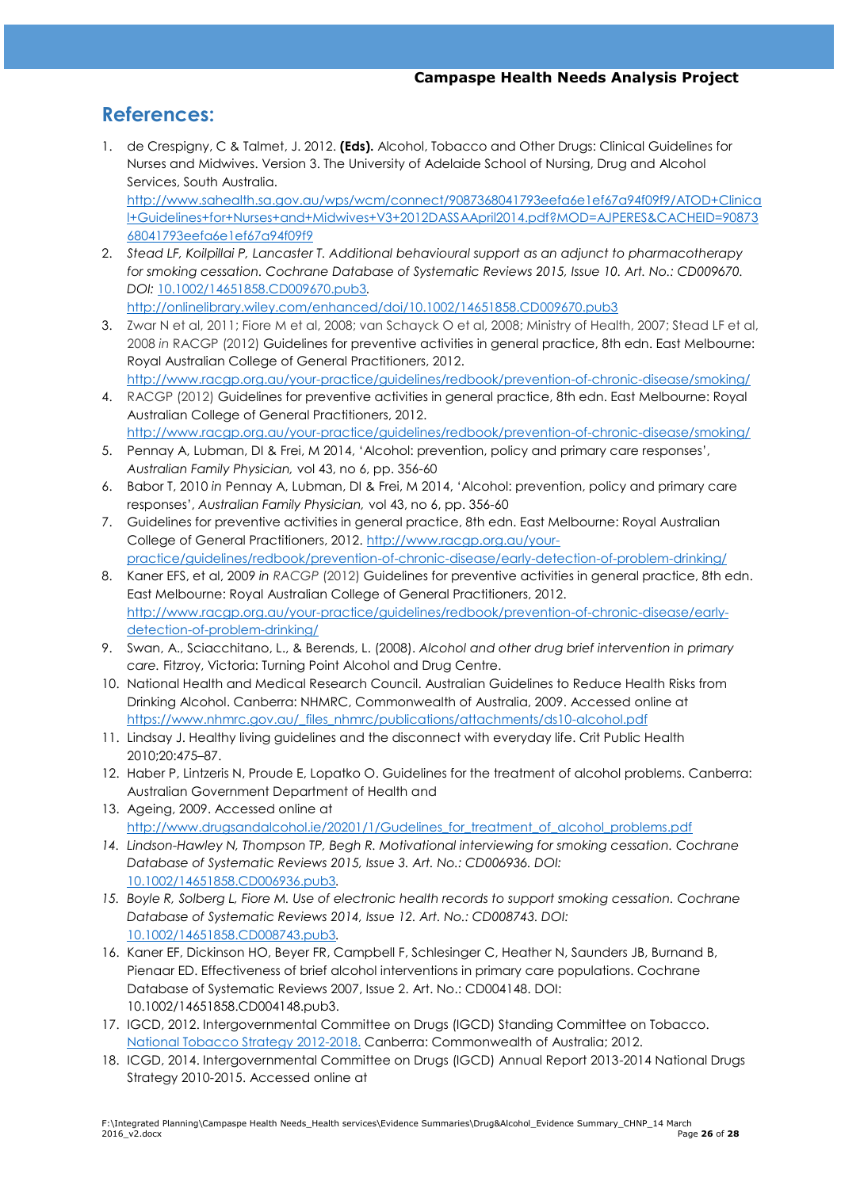## References:

1. de Crespigny, C & Talmet, J. 2012. **(Eds).** Alcohol, Tobacco and Other Drugs: Clinical Guidelines for Nurses and Midwives. Version 3. The University of Adelaide School of Nursing, Drug and Alcohol Services, South Australia. http://www.sahealth.sa.gov.au/wps/wcm/connect/9087368041793eefa6e1ef67a94f09f9/ATOD+Clinical+Guidelines+for+Nurses+and+Midwives+V3+2012DASSAApril2014.pdf?MOD=AJPERES&CACHEID=9087368041793eefa6e1ef67a94f09f9
2. *Stead LF, Koilpillai P, Lancaster T. Additional behavioural support as an adjunct to pharmacotherapy for smoking cessation. Cochrane Database of Systematic Reviews 2015, Issue 10. Art. No.: CD009670. DOI:* 10.1002/14651858.CD009670.pub3. http://onlinelibrary.wiley.com/enhanced/doi/10.1002/14651858.CD009670.pub3
3. Zwar N et al, 2011; Fiore M et al, 2008; van Schayck O et al, 2008; Ministry of Health, 2007; Stead LF et al, 2008 *in* RACGP (2012) Guidelines for preventive activities in general practice, 8th edn. East Melbourne: Royal Australian College of General Practitioners, 2012. http://www.racgp.org.au/your-practice/guidelines/redbook/prevention-of-chronic-disease/smoking/
4. RACGP (2012) Guidelines for preventive activities in general practice, 8th edn. East Melbourne: Royal Australian College of General Practitioners, 2012. http://www.racgp.org.au/your-practice/guidelines/redbook/prevention-of-chronic-disease/smoking/
5. Pennay A, Lubman, DI & Frei, M 2014, 'Alcohol: prevention, policy and primary care responses', *Australian Family Physician,* vol 43, no 6, pp. 356-60
6. Babor T, 2010 *in* Pennay A, Lubman, DI & Frei, M 2014, 'Alcohol: prevention, policy and primary care responses', *Australian Family Physician,* vol 43, no 6, pp. 356-60
7. Guidelines for preventive activities in general practice, 8th edn. East Melbourne: Royal Australian College of General Practitioners, 2012. http://www.racgp.org.au/your-practice/guidelines/redbook/prevention-of-chronic-disease/early-detection-of-problem-drinking/
8. Kaner EFS, et al, 2009 *in RACGP* (2012) Guidelines for preventive activities in general practice, 8th edn. East Melbourne: Royal Australian College of General Practitioners, 2012. http://www.racgp.org.au/your-practice/guidelines/redbook/prevention-of-chronic-disease/early-detection-of-problem-drinking/
9. Swan, A., Sciacchitano, L., & Berends, L. (2008). *Alcohol and other drug brief intervention in primary care.* Fitzroy, Victoria: Turning Point Alcohol and Drug Centre.
10. National Health and Medical Research Council. Australian Guidelines to Reduce Health Risks from Drinking Alcohol. Canberra: NHMRC, Commonwealth of Australia, 2009. Accessed online at https://www.nhmrc.gov.au/_files_nhmrc/publications/attachments/ds10-alcohol.pdf
11. Lindsay J. Healthy living guidelines and the disconnect with everyday life. Crit Public Health 2010;20:475–87.
12. Haber P, Lintzeris N, Proude E, Lopatko O. Guidelines for the treatment of alcohol problems. Canberra: Australian Government Department of Health and
13. Ageing, 2009. Accessed online at http://www.drugsandalcohol.ie/20201/1/Gudelines_for_treatment_of_alcohol_problems.pdf
14. *Lindson-Hawley N, Thompson TP, Begh R. Motivational interviewing for smoking cessation. Cochrane Database of Systematic Reviews 2015, Issue 3. Art. No.: CD006936. DOI:* 10.1002/14651858.CD006936.pub3.
15. *Boyle R, Solberg L, Fiore M. Use of electronic health records to support smoking cessation. Cochrane Database of Systematic Reviews 2014, Issue 12. Art. No.: CD008743. DOI:* 10.1002/14651858.CD008743.pub3.
16. Kaner EF, Dickinson HO, Beyer FR, Campbell F, Schlesinger C, Heather N, Saunders JB, Burnand B, Pienaar ED. Effectiveness of brief alcohol interventions in primary care populations. Cochrane Database of Systematic Reviews 2007, Issue 2. Art. No.: CD004148. DOI: 10.1002/14651858.CD004148.pub3.
17. IGCD, 2012. Intergovernmental Committee on Drugs (IGCD) Standing Committee on Tobacco. National Tobacco Strategy 2012-2018. Canberra: Commonwealth of Australia; 2012.
18. ICGD, 2014. Intergovernmental Committee on Drugs (IGCD) Annual Report 2013-2014 National Drugs Strategy 2010-2015. Accessed online at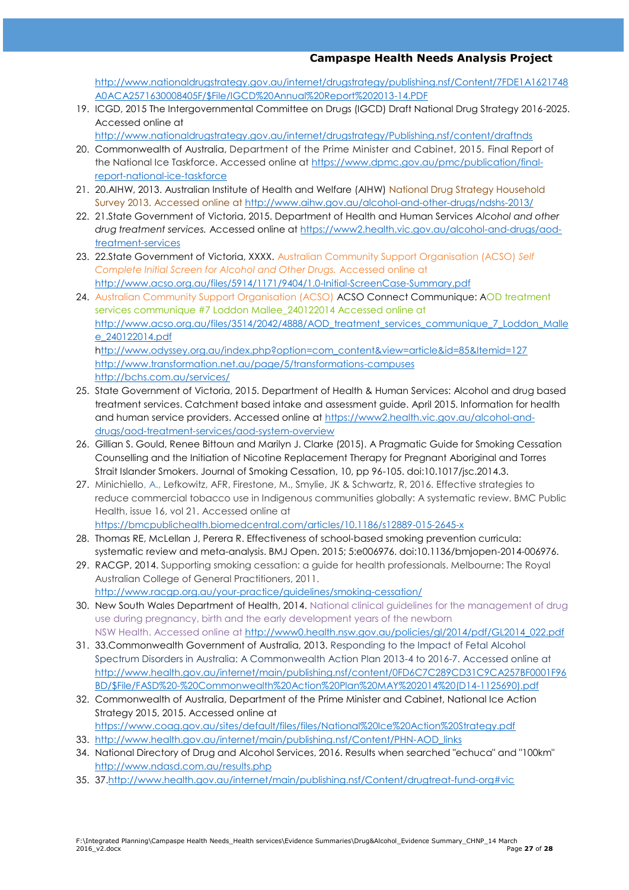http://www.nationaldrugstrategy.gov.au/internet/drugstrategy/publishing.nsf/Content/7FDE1A1621748A0ACA2571630008405F/$File/IGCD%20Annual%20Report%202013-14.PDF

19. ICGD, 2015 The Intergovernmental Committee on Drugs (IGCD) Draft National Drug Strategy 2016-2025. Accessed online at http://www.nationaldrugstrategy.gov.au/internet/drugstrategy/Publishing.nsf/content/draftnds
20. Commonwealth of Australia, Department of the Prime Minister and Cabinet, 2015. Final Report of the National Ice Taskforce. Accessed online at https://www.dpmc.gov.au/pmc/publication/final-report-national-ice-taskforce
21. 20.AIHW, 2013. Australian Institute of Health and Welfare (AIHW) National Drug Strategy Household Survey 2013. Accessed online at http://www.aihw.gov.au/alcohol-and-other-drugs/ndshs-2013/
22. 21.State Government of Victoria, 2015. Department of Health and Human Services *Alcohol and other drug treatment services.* Accessed online at https://www2.health.vic.gov.au/alcohol-and-drugs/aod-treatment-services
23. 22.State Government of Victoria, XXXX. Australian Community Support Organisation (ACSO) *Self Complete Initial Screen for Alcohol and Other Drugs.* Accessed online at http://www.acso.org.au/files/5914/1171/9404/1.0-Initial-ScreenCase-Summary.pdf
24. Australian Community Support Organisation (ACSO) ACSO Connect Communique: AOD treatment services communique #7 Loddon Mallee_240122014 Accessed online at http://www.acso.org.au/files/3514/2042/4888/AOD_treatment_services_communique_7_Loddon_Mallee_240122014.pdf
    http://www.odyssey.org.au/index.php?option=com_content&view=article&id=85&Itemid=127
    http://www.transformation.net.au/page/5/transformations-campuses
    http://bchs.com.au/services/
25. State Government of Victoria, 2015. Department of Health & Human Services: Alcohol and drug based treatment services. Catchment based intake and assessment guide. April 2015. Information for health and human service providers. Accessed online at https://www2.health.vic.gov.au/alcohol-and-drugs/aod-treatment-services/aod-system-overview
26. Gillian S. Gould, Renee Bittoun and Marilyn J. Clarke (2015). A Pragmatic Guide for Smoking Cessation Counselling and the Initiation of Nicotine Replacement Therapy for Pregnant Aboriginal and Torres Strait Islander Smokers. Journal of Smoking Cessation, 10, pp 96-105. doi:10.1017/jsc.2014.3.
27. Minichiello, A., Lefkowitz, AFR, Firestone, M., Smylie, JK & Schwartz, R, 2016. Effective strategies to reduce commercial tobacco use in Indigenous communities globally: A systematic review. BMC Public Health, issue 16, vol 21. Accessed online at https://bmcpublichealth.biomedcentral.com/articles/10.1186/s12889-015-2645-x
28. Thomas RE, McLellan J, Perera R. Effectiveness of school-based smoking prevention curricula: systematic review and meta-analysis. BMJ Open. 2015; 5:e006976. doi:10.1136/bmjopen-2014-006976.
29. RACGP, 2014. Supporting smoking cessation: a guide for health professionals. Melbourne: The Royal Australian College of General Practitioners, 2011. http://www.racgp.org.au/your-practice/guidelines/smoking-cessation/
30. New South Wales Department of Health, 2014. National clinical guidelines for the management of drug use during pregnancy, birth and the early development years of the newborn NSW Health. Accessed online at http://www0.health.nsw.gov.au/policies/gl/2014/pdf/GL2014_022.pdf
31. 33.Commonwealth Government of Australia, 2013. Responding to the Impact of Fetal Alcohol Spectrum Disorders in Australia: A Commonwealth Action Plan 2013-4 to 2016-7. Accessed online at http://www.health.gov.au/internet/main/publishing.nsf/content/0FD6C7C289CD31C9CA257BF0001F96BD/$File/FASD%20-%20Commonwealth%20Action%20Plan%20MAY%202014%20(D14-1125690).pdf
32. Commonwealth of Australia, Department of the Prime Minister and Cabinet, National Ice Action Strategy 2015, 2015. Accessed online at https://www.coag.gov.au/sites/default/files/files/National%20Ice%20Action%20Strategy.pdf
33. http://www.health.gov.au/internet/main/publishing.nsf/Content/PHN-AOD_links
34. National Directory of Drug and Alcohol Services, 2016. Results when searched "echuca" and "100km" http://www.ndasd.com.au/results.php
35. 37.http://www.health.gov.au/internet/main/publishing.nsf/Content/drugtreat-fund-org#vic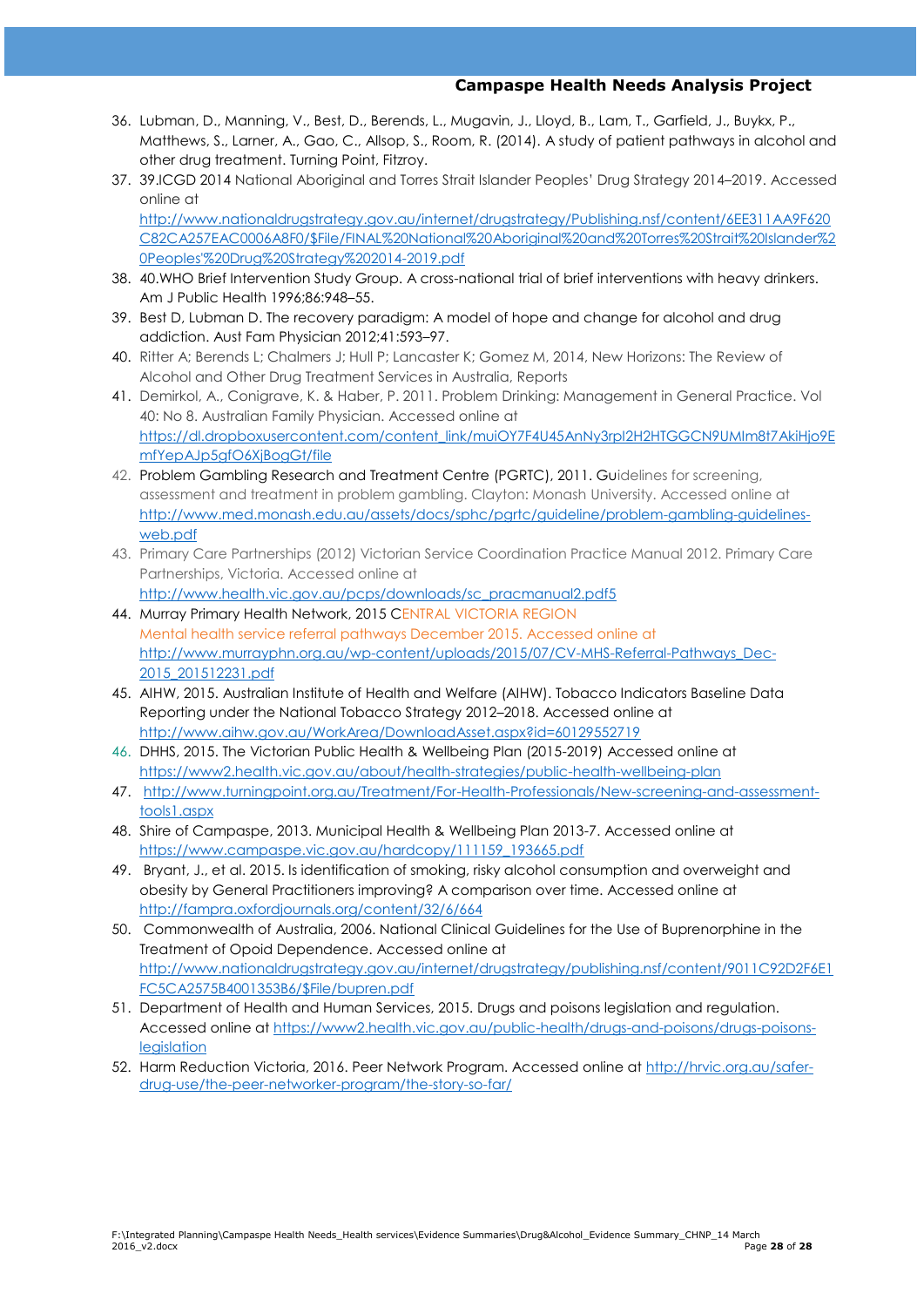36. Lubman, D., Manning, V., Best, D., Berends, L., Mugavin, J., Lloyd, B., Lam, T., Garfield, J., Buykx, P., Matthews, S., Larner, A., Gao, C., Allsop, S., Room, R. (2014). A study of patient pathways in alcohol and other drug treatment. Turning Point, Fitzroy.
37. 39.ICGD 2014 National Aboriginal and Torres Strait Islander Peoples' Drug Strategy 2014–2019. Accessed online at http://www.nationaldrugstrategy.gov.au/internet/drugstrategy/Publishing.nsf/content/6EE311AA9F620C82CA257EAC0006A8F0/$File/FINAL%20National%20Aboriginal%20and%20Torres%20Strait%20Islander%20Peoples'%20Drug%20Strategy%202014-2019.pdf
38. 40.WHO Brief Intervention Study Group. A cross-national trial of brief interventions with heavy drinkers. Am J Public Health 1996;86:948–55.
39. Best D, Lubman D. The recovery paradigm: A model of hope and change for alcohol and drug addiction. Aust Fam Physician 2012;41:593–97.
40. Ritter A; Berends L; Chalmers J; Hull P; Lancaster K; Gomez M, 2014, New Horizons: The Review of Alcohol and Other Drug Treatment Services in Australia, Reports
41. Demirkol, A., Conigrave, K. & Haber, P. 2011. Problem Drinking: Management in General Practice. Vol 40: No 8. Australian Family Physician. Accessed online at https://dl.dropboxusercontent.com/content_link/muiOY7F4U45AnNy3rpI2H2HTGGCN9UMIm8t7AkiHjo9EmfYepAJp5gfO6XjBogGt/file
42. Problem Gambling Research and Treatment Centre (PGRTC), 2011. Guidelines for screening, assessment and treatment in problem gambling. Clayton: Monash University. Accessed online at http://www.med.monash.edu.au/assets/docs/sphc/pgrtc/guideline/problem-gambling-guidelines-web.pdf
43. Primary Care Partnerships (2012) Victorian Service Coordination Practice Manual 2012. Primary Care Partnerships, Victoria. Accessed online at http://www.health.vic.gov.au/pcps/downloads/sc_pracmanual2.pdf5
44. Murray Primary Health Network, 2015 CENTRAL VICTORIA REGION Mental health service referral pathways December 2015. Accessed online at http://www.murrayphn.org.au/wp-content/uploads/2015/07/CV-MHS-Referral-Pathways_Dec-2015_201512231.pdf
45. AIHW, 2015. Australian Institute of Health and Welfare (AIHW). Tobacco Indicators Baseline Data Reporting under the National Tobacco Strategy 2012–2018. Accessed online at http://www.aihw.gov.au/WorkArea/DownloadAsset.aspx?id=60129552719
46. DHHS, 2015. The Victorian Public Health & Wellbeing Plan (2015-2019) Accessed online at https://www2.health.vic.gov.au/about/health-strategies/public-health-wellbeing-plan
47. http://www.turningpoint.org.au/Treatment/For-Health-Professionals/New-screening-and-assessment-tools1.aspx
48. Shire of Campaspe, 2013. Municipal Health & Wellbeing Plan 2013-7. Accessed online at https://www.campaspe.vic.gov.au/hardcopy/111159_193665.pdf
49. Bryant, J., et al. 2015. Is identification of smoking, risky alcohol consumption and overweight and obesity by General Practitioners improving? A comparison over time. Accessed online at http://fampra.oxfordjournals.org/content/32/6/664
50. Commonwealth of Australia, 2006. National Clinical Guidelines for the Use of Buprenorphine in the Treatment of Opoid Dependence. Accessed online at http://www.nationaldrugstrategy.gov.au/internet/drugstrategy/publishing.nsf/content/9011C92D2F6E1FC5CA2575B4001353B6/$File/bupren.pdf
51. Department of Health and Human Services, 2015. Drugs and poisons legislation and regulation. Accessed online at https://www2.health.vic.gov.au/public-health/drugs-and-poisons/drugs-poisons-legislation
52. Harm Reduction Victoria, 2016. Peer Network Program. Accessed online at http://hrvic.org.au/safer-drug-use/the-peer-networker-program/the-story-so-far/